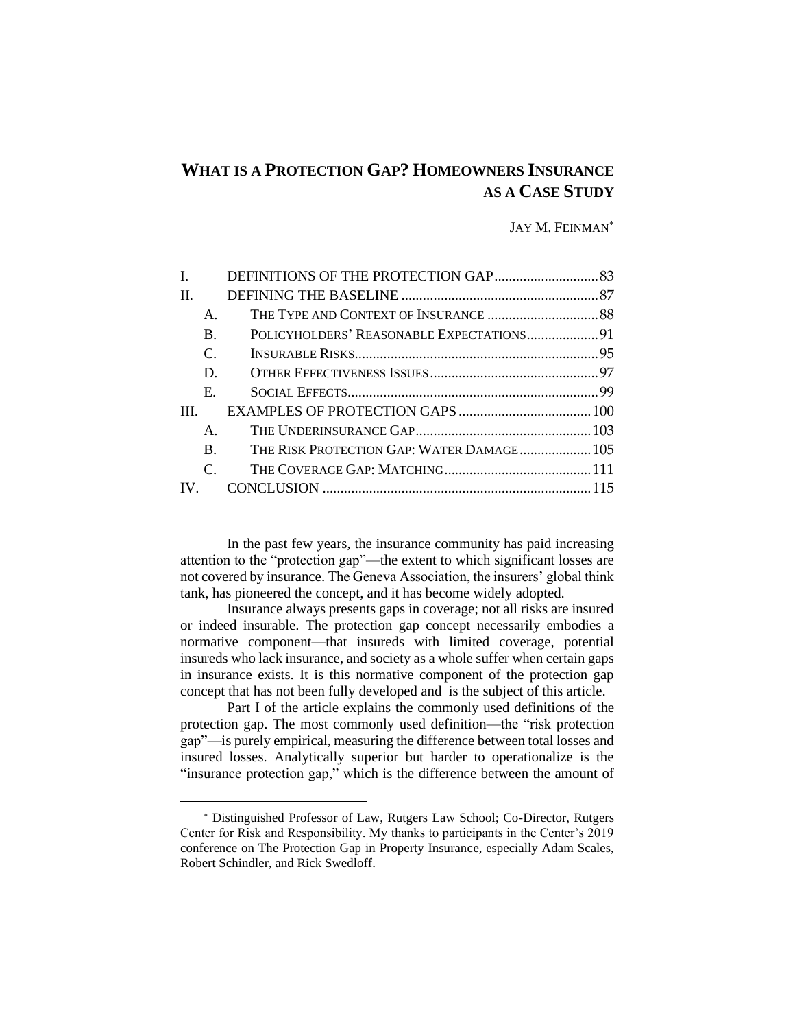# WHAT IS A PROTECTION GAP? HOMEOWNERS INSURANCE AS A CASE STUDY

JAY M. FEINMAN*

| | | |
|---|---|---|
| I. | DEFINITIONS OF THE PROTECTION GAP | 83 |
| II. | DEFINING THE BASELINE | 87 |
| A. | THE TYPE AND CONTEXT OF INSURANCE | 88 |
| B. | POLICYHOLDERS' REASONABLE EXPECTATIONS | 91 |
| C. | INSURABLE RISKS | 95 |
| D. | OTHER EFFECTIVENESS ISSUES | 97 |
| E. | SOCIAL EFFECTS | 99 |
| III. | EXAMPLES OF PROTECTION GAPS | 100 |
| A. | THE UNDERINSURANCE GAP | 103 |
| B. | THE RISK PROTECTION GAP: WATER DAMAGE | 105 |
| C. | THE COVERAGE GAP: MATCHING | 111 |
| IV. | CONCLUSION | 115 |

In the past few years, the insurance community has paid increasing attention to the "protection gap"—the extent to which significant losses are not covered by insurance. The Geneva Association, the insurers' global think tank, has pioneered the concept, and it has become widely adopted.

Insurance always presents gaps in coverage; not all risks are insured or indeed insurable. The protection gap concept necessarily embodies a normative component—that insureds with limited coverage, potential insureds who lack insurance, and society as a whole suffer when certain gaps in insurance exists. It is this normative component of the protection gap concept that has not been fully developed and is the subject of this article.

Part I of the article explains the commonly used definitions of the protection gap. The most commonly used definition—the "risk protection gap"—is purely empirical, measuring the difference between total losses and insured losses. Analytically superior but harder to operationalize is the "insurance protection gap," which is the difference between the amount of

---

* Distinguished Professor of Law, Rutgers Law School; Co-Director, Rutgers Center for Risk and Responsibility. My thanks to participants in the Center's 2019 conference on The Protection Gap in Property Insurance, especially Adam Scales, Robert Schindler, and Rick Swedloff.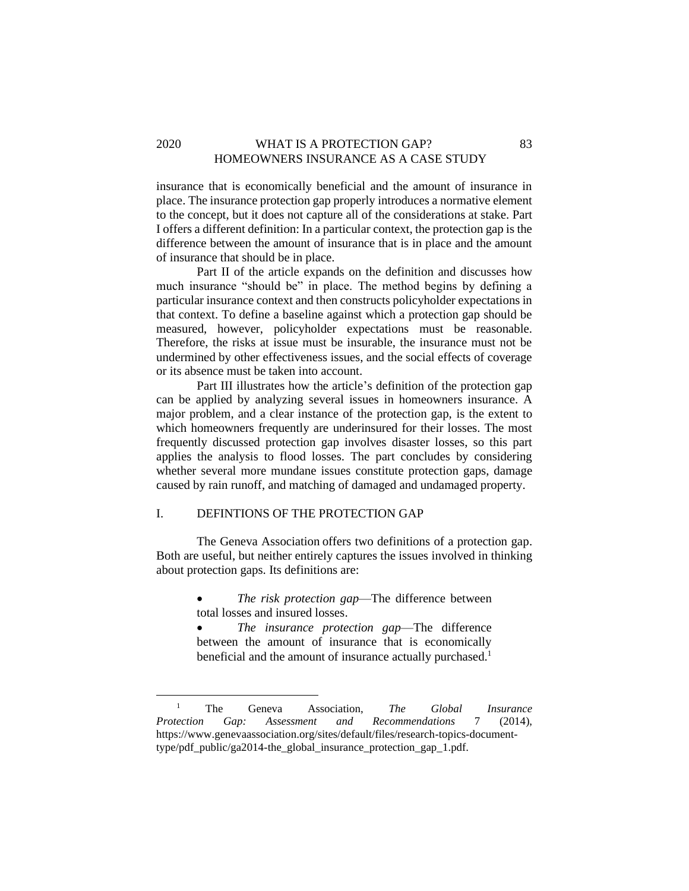insurance that is economically beneficial and the amount of insurance in place. The insurance protection gap properly introduces a normative element to the concept, but it does not capture all of the considerations at stake. Part I offers a different definition: In a particular context, the protection gap is the difference between the amount of insurance that is in place and the amount of insurance that should be in place.

Part II of the article expands on the definition and discusses how much insurance "should be" in place. The method begins by defining a particular insurance context and then constructs policyholder expectations in that context. To define a baseline against which a protection gap should be measured, however, policyholder expectations must be reasonable. Therefore, the risks at issue must be insurable, the insurance must not be undermined by other effectiveness issues, and the social effects of coverage or its absence must be taken into account.

Part III illustrates how the article's definition of the protection gap can be applied by analyzing several issues in homeowners insurance. A major problem, and a clear instance of the protection gap, is the extent to which homeowners frequently are underinsured for their losses. The most frequently discussed protection gap involves disaster losses, so this part applies the analysis to flood losses. The part concludes by considering whether several more mundane issues constitute protection gaps, damage caused by rain runoff, and matching of damaged and undamaged property.

## I. DEFINTIONS OF THE PROTECTION GAP

The Geneva Association offers two definitions of a protection gap. Both are useful, but neither entirely captures the issues involved in thinking about protection gaps. Its definitions are:

- *The risk protection gap*—The difference between total losses and insured losses.
- *The insurance protection gap*—The difference between the amount of insurance that is economically beneficial and the amount of insurance actually purchased.[1]

---

[1] The Geneva Association, *The Global Insurance Protection Gap: Assessment and Recommendations* 7 (2014), https://www.genevaassociation.org/sites/default/files/research-topics-document-type/pdf_public/ga2014-the_global_insurance_protection_gap_1.pdf.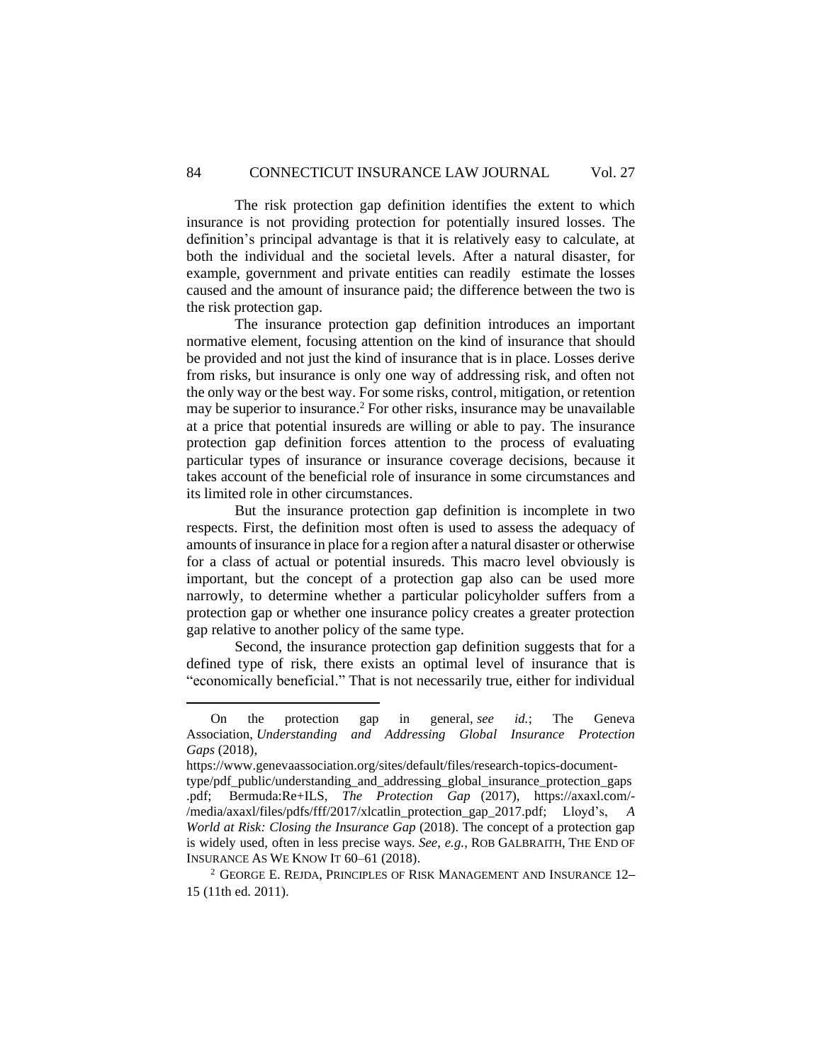The risk protection gap definition identifies the extent to which insurance is not providing protection for potentially insured losses. The definition's principal advantage is that it is relatively easy to calculate, at both the individual and the societal levels. After a natural disaster, for example, government and private entities can readily estimate the losses caused and the amount of insurance paid; the difference between the two is the risk protection gap.

The insurance protection gap definition introduces an important normative element, focusing attention on the kind of insurance that should be provided and not just the kind of insurance that is in place. Losses derive from risks, but insurance is only one way of addressing risk, and often not the only way or the best way. For some risks, control, mitigation, or retention may be superior to insurance.[2] For other risks, insurance may be unavailable at a price that potential insureds are willing or able to pay. The insurance protection gap definition forces attention to the process of evaluating particular types of insurance or insurance coverage decisions, because it takes account of the beneficial role of insurance in some circumstances and its limited role in other circumstances.

But the insurance protection gap definition is incomplete in two respects. First, the definition most often is used to assess the adequacy of amounts of insurance in place for a region after a natural disaster or otherwise for a class of actual or potential insureds. This macro level obviously is important, but the concept of a protection gap also can be used more narrowly, to determine whether a particular policyholder suffers from a protection gap or whether one insurance policy creates a greater protection gap relative to another policy of the same type.

Second, the insurance protection gap definition suggests that for a defined type of risk, there exists an optimal level of insurance that is "economically beneficial." That is not necessarily true, either for individual

---

On the protection gap in general, *see id.*; The Geneva Association, *Understanding and Addressing Global Insurance Protection Gaps* (2018), https://www.genevaassociation.org/sites/default/files/research-topics-document-type/pdf_public/understanding_and_addressing_global_insurance_protection_gaps.pdf; Bermuda:Re+ILS, *The Protection Gap* (2017), https://axaxl.com/-/media/axaxl/files/pdfs/fff/2017/xlcatlin_protection_gap_2017.pdf; Lloyd's, *A World at Risk: Closing the Insurance Gap* (2018). The concept of a protection gap is widely used, often in less precise ways. *See, e.g.*, ROB GALBRAITH, THE END OF INSURANCE AS WE KNOW IT 60–61 (2018).

[2] GEORGE E. REJDA, PRINCIPLES OF RISK MANAGEMENT AND INSURANCE 12–15 (11th ed. 2011).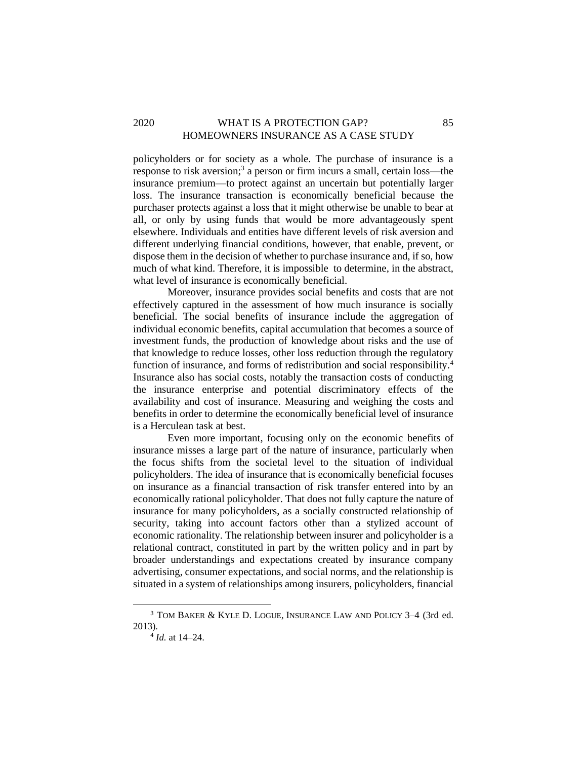policyholders or for society as a whole. The purchase of insurance is a response to risk aversion;[3] a person or firm incurs a small, certain loss—the insurance premium—to protect against an uncertain but potentially larger loss. The insurance transaction is economically beneficial because the purchaser protects against a loss that it might otherwise be unable to bear at all, or only by using funds that would be more advantageously spent elsewhere. Individuals and entities have different levels of risk aversion and different underlying financial conditions, however, that enable, prevent, or dispose them in the decision of whether to purchase insurance and, if so, how much of what kind. Therefore, it is impossible to determine, in the abstract, what level of insurance is economically beneficial.

Moreover, insurance provides social benefits and costs that are not effectively captured in the assessment of how much insurance is socially beneficial. The social benefits of insurance include the aggregation of individual economic benefits, capital accumulation that becomes a source of investment funds, the production of knowledge about risks and the use of that knowledge to reduce losses, other loss reduction through the regulatory function of insurance, and forms of redistribution and social responsibility.[4] Insurance also has social costs, notably the transaction costs of conducting the insurance enterprise and potential discriminatory effects of the availability and cost of insurance. Measuring and weighing the costs and benefits in order to determine the economically beneficial level of insurance is a Herculean task at best.

Even more important, focusing only on the economic benefits of insurance misses a large part of the nature of insurance, particularly when the focus shifts from the societal level to the situation of individual policyholders. The idea of insurance that is economically beneficial focuses on insurance as a financial transaction of risk transfer entered into by an economically rational policyholder. That does not fully capture the nature of insurance for many policyholders, as a socially constructed relationship of security, taking into account factors other than a stylized account of economic rationality. The relationship between insurer and policyholder is a relational contract, constituted in part by the written policy and in part by broader understandings and expectations created by insurance company advertising, consumer expectations, and social norms, and the relationship is situated in a system of relationships among insurers, policyholders, financial

---

[3] TOM BAKER & KYLE D. LOGUE, INSURANCE LAW AND POLICY 3–4 (3rd ed. 2013).

[4] *Id.* at 14–24.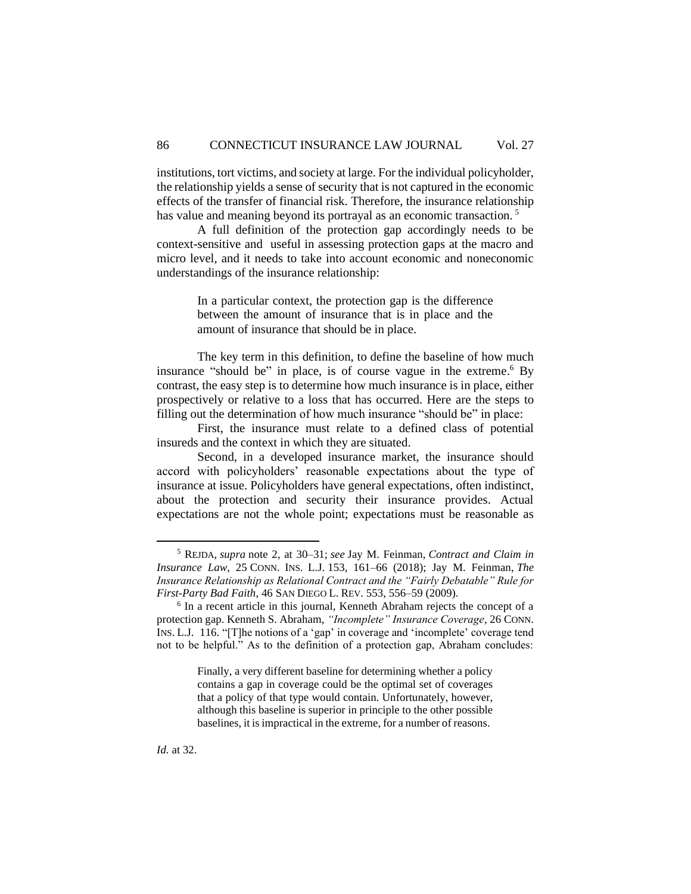institutions, tort victims, and society at large. For the individual policyholder, the relationship yields a sense of security that is not captured in the economic effects of the transfer of financial risk. Therefore, the insurance relationship has value and meaning beyond its portrayal as an economic transaction. [5]

A full definition of the protection gap accordingly needs to be context-sensitive and useful in assessing protection gaps at the macro and micro level, and it needs to take into account economic and noneconomic understandings of the insurance relationship:

> In a particular context, the protection gap is the difference between the amount of insurance that is in place and the amount of insurance that should be in place.

The key term in this definition, to define the baseline of how much insurance "should be" in place, is of course vague in the extreme.[6] By contrast, the easy step is to determine how much insurance is in place, either prospectively or relative to a loss that has occurred. Here are the steps to filling out the determination of how much insurance "should be" in place:

First, the insurance must relate to a defined class of potential insureds and the context in which they are situated.

Second, in a developed insurance market, the insurance should accord with policyholders' reasonable expectations about the type of insurance at issue. Policyholders have general expectations, often indistinct, about the protection and security their insurance provides. Actual expectations are not the whole point; expectations must be reasonable as

---

[5] REJDA, *supra* note 2, at 30–31; *see* Jay M. Feinman, *Contract and Claim in Insurance Law*, 25 CONN. INS. L.J. 153, 161–66 (2018); Jay M. Feinman, *The Insurance Relationship as Relational Contract and the "Fairly Debatable" Rule for First-Party Bad Faith*, 46 SAN DIEGO L. REV. 553, 556–59 (2009).

[6] In a recent article in this journal, Kenneth Abraham rejects the concept of a protection gap. Kenneth S. Abraham, *"Incomplete" Insurance Coverage*, 26 CONN. INS. L.J. 116. "[T]he notions of a 'gap' in coverage and 'incomplete' coverage tend not to be helpful." As to the definition of a protection gap, Abraham concludes:

> Finally, a very different baseline for determining whether a policy contains a gap in coverage could be the optimal set of coverages that a policy of that type would contain. Unfortunately, however, although this baseline is superior in principle to the other possible baselines, it is impractical in the extreme, for a number of reasons.

*Id.* at 32.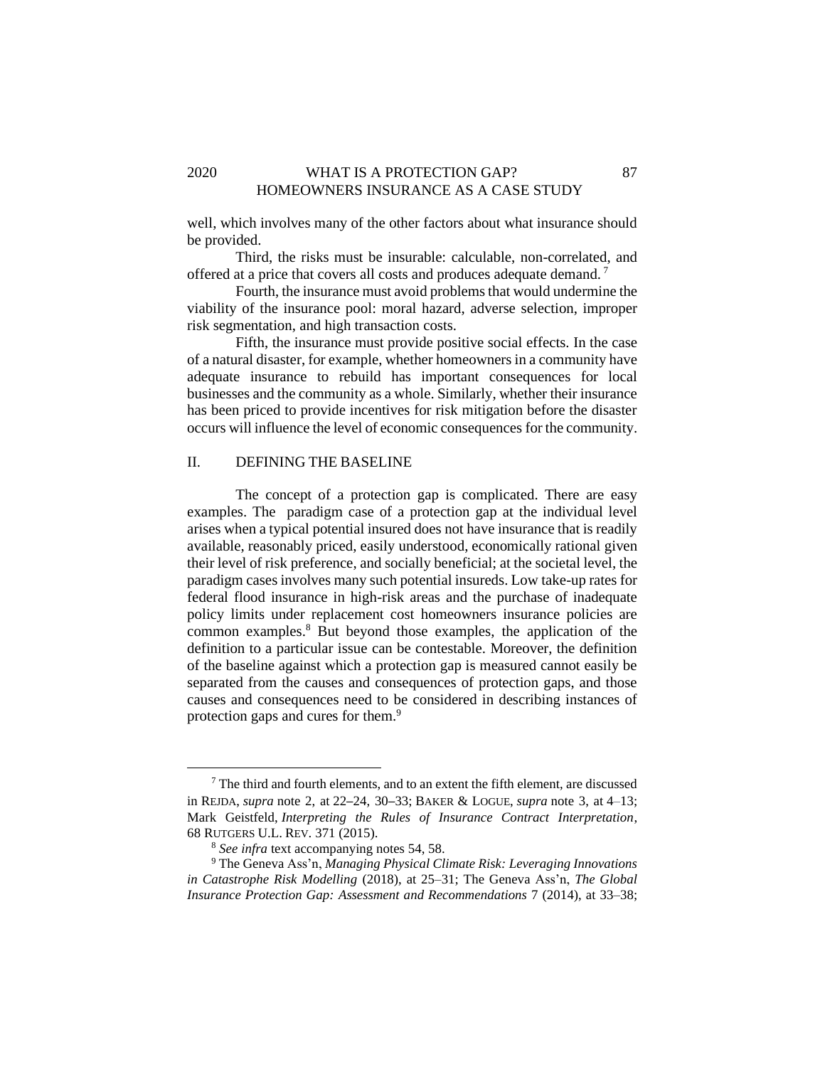well, which involves many of the other factors about what insurance should be provided.

Third, the risks must be insurable: calculable, non-correlated, and offered at a price that covers all costs and produces adequate demand.[7]

Fourth, the insurance must avoid problems that would undermine the viability of the insurance pool: moral hazard, adverse selection, improper risk segmentation, and high transaction costs.

Fifth, the insurance must provide positive social effects. In the case of a natural disaster, for example, whether homeowners in a community have adequate insurance to rebuild has important consequences for local businesses and the community as a whole. Similarly, whether their insurance has been priced to provide incentives for risk mitigation before the disaster occurs will influence the level of economic consequences for the community.

## II. DEFINING THE BASELINE

The concept of a protection gap is complicated. There are easy examples. The paradigm case of a protection gap at the individual level arises when a typical potential insured does not have insurance that is readily available, reasonably priced, easily understood, economically rational given their level of risk preference, and socially beneficial; at the societal level, the paradigm cases involves many such potential insureds. Low take-up rates for federal flood insurance in high-risk areas and the purchase of inadequate policy limits under replacement cost homeowners insurance policies are common examples.[8] But beyond those examples, the application of the definition to a particular issue can be contestable. Moreover, the definition of the baseline against which a protection gap is measured cannot easily be separated from the causes and consequences of protection gaps, and those causes and consequences need to be considered in describing instances of protection gaps and cures for them.[9]

---

[7] The third and fourth elements, and to an extent the fifth element, are discussed in REJDA, *supra* note 2, at 22–24, 30–33; BAKER & LOGUE, *supra* note 3, at 4–13; Mark Geistfeld, *Interpreting the Rules of Insurance Contract Interpretation*, 68 RUTGERS U.L. REV. 371 (2015).

[8] *See infra* text accompanying notes 54, 58.

[9] The Geneva Ass'n, *Managing Physical Climate Risk: Leveraging Innovations in Catastrophe Risk Modelling* (2018), at 25–31; The Geneva Ass'n, *The Global Insurance Protection Gap: Assessment and Recommendations* 7 (2014), at 33–38;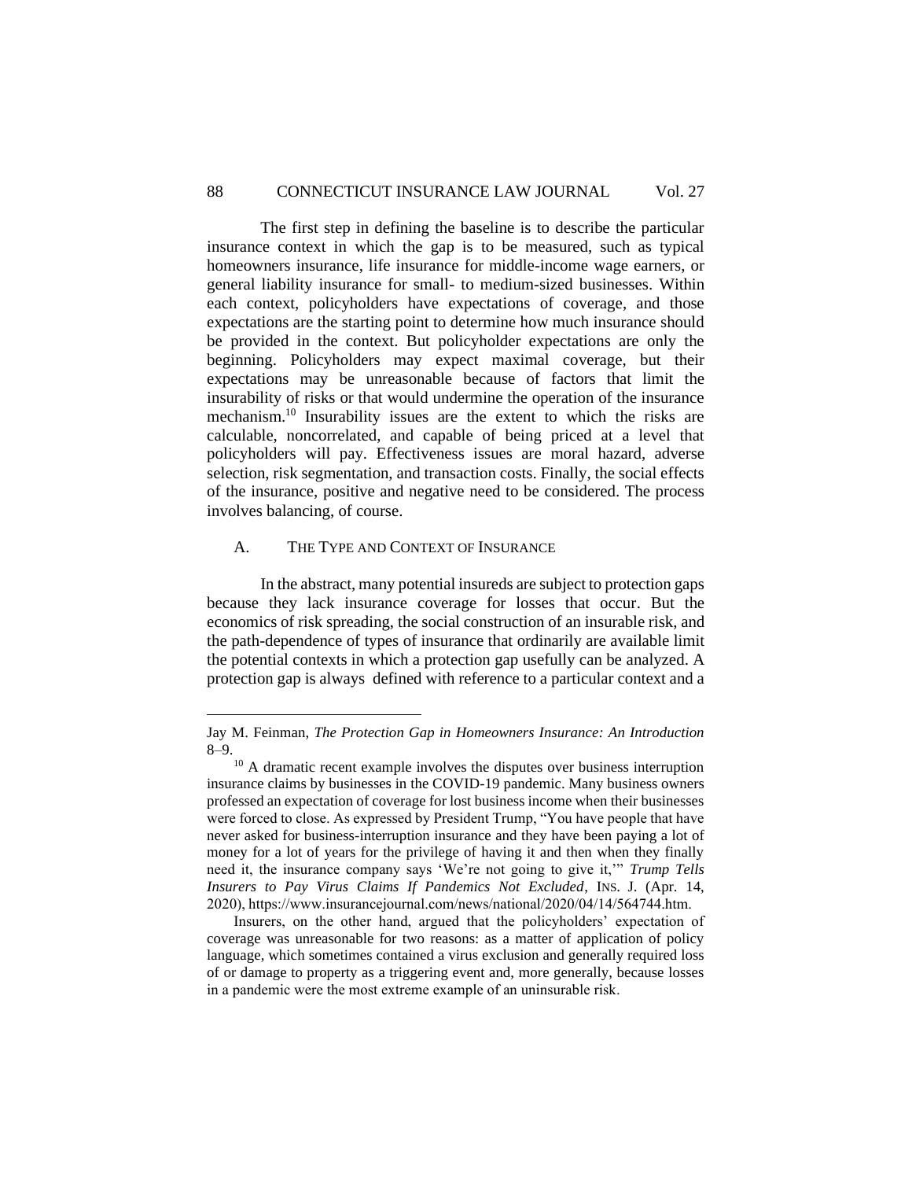The first step in defining the baseline is to describe the particular insurance context in which the gap is to be measured, such as typical homeowners insurance, life insurance for middle-income wage earners, or general liability insurance for small- to medium-sized businesses. Within each context, policyholders have expectations of coverage, and those expectations are the starting point to determine how much insurance should be provided in the context. But policyholder expectations are only the beginning. Policyholders may expect maximal coverage, but their expectations may be unreasonable because of factors that limit the insurability of risks or that would undermine the operation of the insurance mechanism.[10] Insurability issues are the extent to which the risks are calculable, noncorrelated, and capable of being priced at a level that policyholders will pay. Effectiveness issues are moral hazard, adverse selection, risk segmentation, and transaction costs. Finally, the social effects of the insurance, positive and negative need to be considered. The process involves balancing, of course.

## A. THE TYPE AND CONTEXT OF INSURANCE

In the abstract, many potential insureds are subject to protection gaps because they lack insurance coverage for losses that occur. But the economics of risk spreading, the social construction of an insurable risk, and the path-dependence of types of insurance that ordinarily are available limit the potential contexts in which a protection gap usefully can be analyzed. A protection gap is always defined with reference to a particular context and a

---

Jay M. Feinman, *The Protection Gap in Homeowners Insurance: An Introduction* 8–9.

[10] A dramatic recent example involves the disputes over business interruption insurance claims by businesses in the COVID-19 pandemic. Many business owners professed an expectation of coverage for lost business income when their businesses were forced to close. As expressed by President Trump, "You have people that have never asked for business-interruption insurance and they have been paying a lot of money for a lot of years for the privilege of having it and then when they finally need it, the insurance company says 'We're not going to give it,'" *Trump Tells Insurers to Pay Virus Claims If Pandemics Not Excluded*, INS. J. (Apr. 14, 2020), https://www.insurancejournal.com/news/national/2020/04/14/564744.htm.

Insurers, on the other hand, argued that the policyholders' expectation of coverage was unreasonable for two reasons: as a matter of application of policy language, which sometimes contained a virus exclusion and generally required loss of or damage to property as a triggering event and, more generally, because losses in a pandemic were the most extreme example of an uninsurable risk.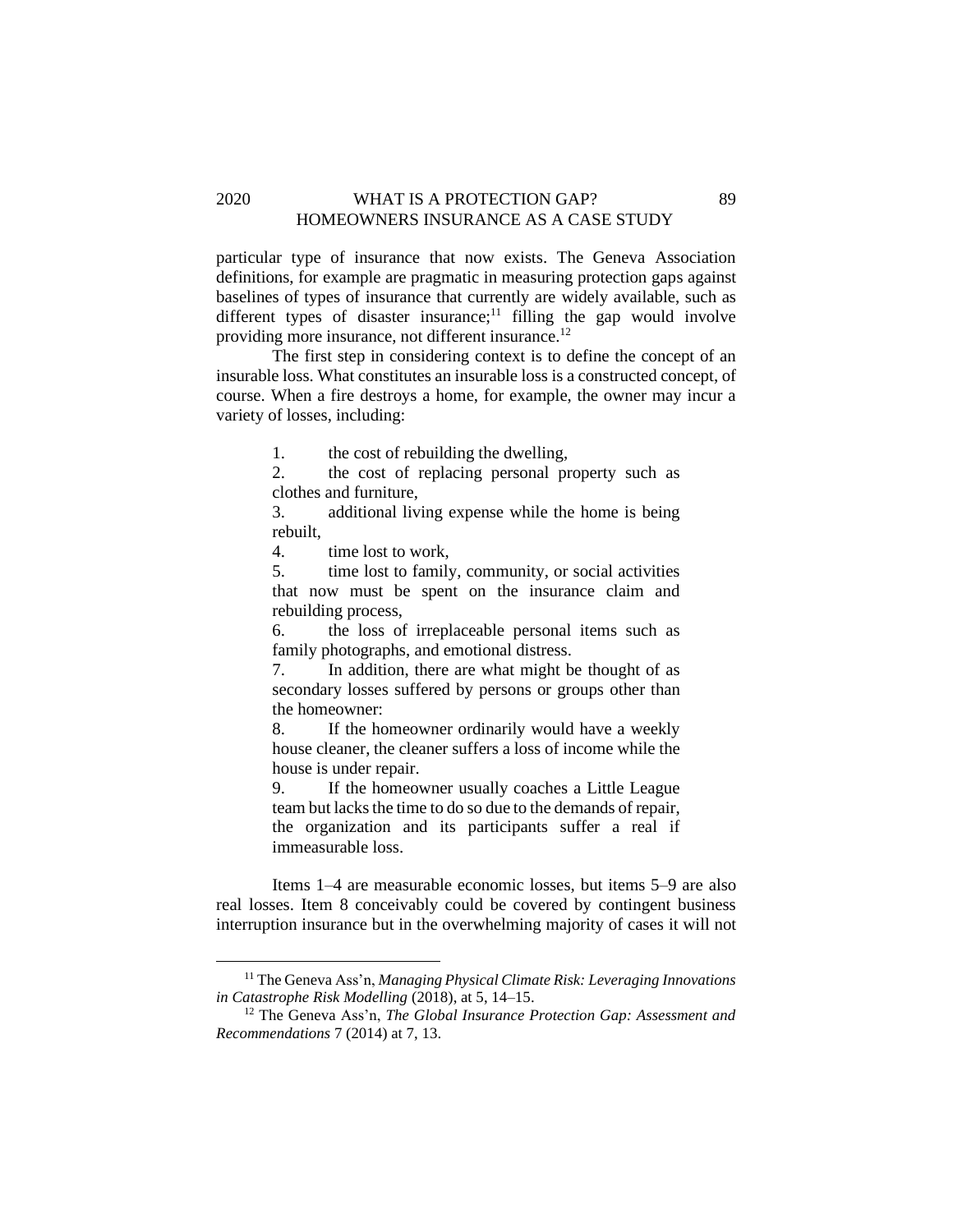particular type of insurance that now exists. The Geneva Association definitions, for example are pragmatic in measuring protection gaps against baselines of types of insurance that currently are widely available, such as different types of disaster insurance;[11] filling the gap would involve providing more insurance, not different insurance.[12]

The first step in considering context is to define the concept of an insurable loss. What constitutes an insurable loss is a constructed concept, of course. When a fire destroys a home, for example, the owner may incur a variety of losses, including:

> 1. the cost of rebuilding the dwelling,
> 2. the cost of replacing personal property such as clothes and furniture,
> 3. additional living expense while the home is being rebuilt,
> 4. time lost to work,
> 5. time lost to family, community, or social activities that now must be spent on the insurance claim and rebuilding process,
> 6. the loss of irreplaceable personal items such as family photographs, and emotional distress.
> 7. In addition, there are what might be thought of as secondary losses suffered by persons or groups other than the homeowner:
> 8. If the homeowner ordinarily would have a weekly house cleaner, the cleaner suffers a loss of income while the house is under repair.
> 9. If the homeowner usually coaches a Little League team but lacks the time to do so due to the demands of repair, the organization and its participants suffer a real if immeasurable loss.

Items 1–4 are measurable economic losses, but items 5–9 are also real losses. Item 8 conceivably could be covered by contingent business interruption insurance but in the overwhelming majority of cases it will not

---

[11] The Geneva Ass'n, *Managing Physical Climate Risk: Leveraging Innovations in Catastrophe Risk Modelling* (2018), at 5, 14–15.

[12] The Geneva Ass'n, *The Global Insurance Protection Gap: Assessment and Recommendations* 7 (2014) at 7, 13.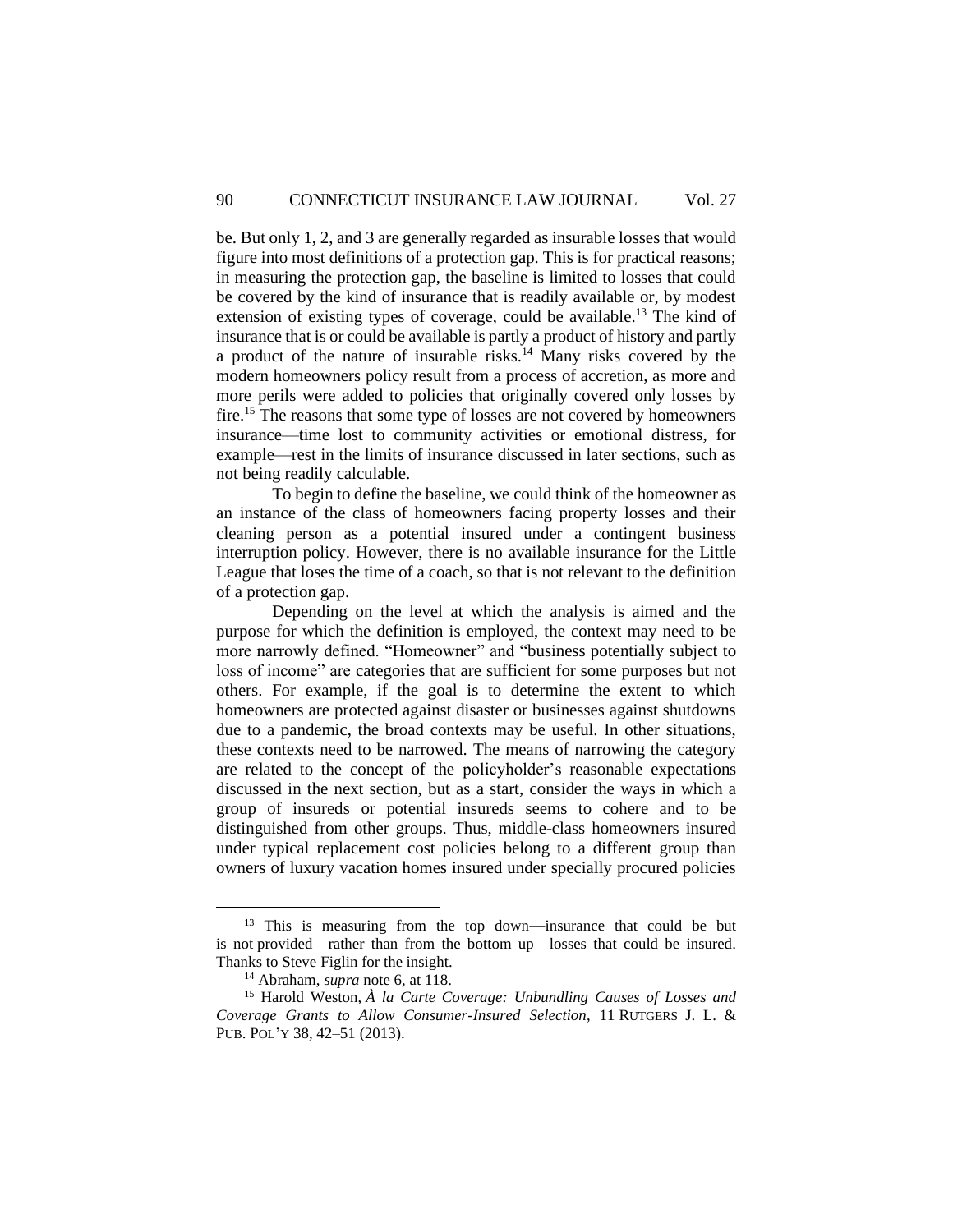be. But only 1, 2, and 3 are generally regarded as insurable losses that would figure into most definitions of a protection gap. This is for practical reasons; in measuring the protection gap, the baseline is limited to losses that could be covered by the kind of insurance that is readily available or, by modest extension of existing types of coverage, could be available.[13] The kind of insurance that is or could be available is partly a product of history and partly a product of the nature of insurable risks.[14] Many risks covered by the modern homeowners policy result from a process of accretion, as more and more perils were added to policies that originally covered only losses by fire.[15] The reasons that some type of losses are not covered by homeowners insurance—time lost to community activities or emotional distress, for example—rest in the limits of insurance discussed in later sections, such as not being readily calculable.

To begin to define the baseline, we could think of the homeowner as an instance of the class of homeowners facing property losses and their cleaning person as a potential insured under a contingent business interruption policy. However, there is no available insurance for the Little League that loses the time of a coach, so that is not relevant to the definition of a protection gap.

Depending on the level at which the analysis is aimed and the purpose for which the definition is employed, the context may need to be more narrowly defined. "Homeowner" and "business potentially subject to loss of income" are categories that are sufficient for some purposes but not others. For example, if the goal is to determine the extent to which homeowners are protected against disaster or businesses against shutdowns due to a pandemic, the broad contexts may be useful. In other situations, these contexts need to be narrowed. The means of narrowing the category are related to the concept of the policyholder's reasonable expectations discussed in the next section, but as a start, consider the ways in which a group of insureds or potential insureds seems to cohere and to be distinguished from other groups. Thus, middle-class homeowners insured under typical replacement cost policies belong to a different group than owners of luxury vacation homes insured under specially procured policies

---

[13] This is measuring from the top down—insurance that could be but is not provided—rather than from the bottom up—losses that could be insured. Thanks to Steve Figlin for the insight.

[14] Abraham, *supra* note 6, at 118.

[15] Harold Weston, *À la Carte Coverage: Unbundling Causes of Losses and Coverage Grants to Allow Consumer-Insured Selection*, 11 RUTGERS J. L. & PUB. POL'Y 38, 42–51 (2013).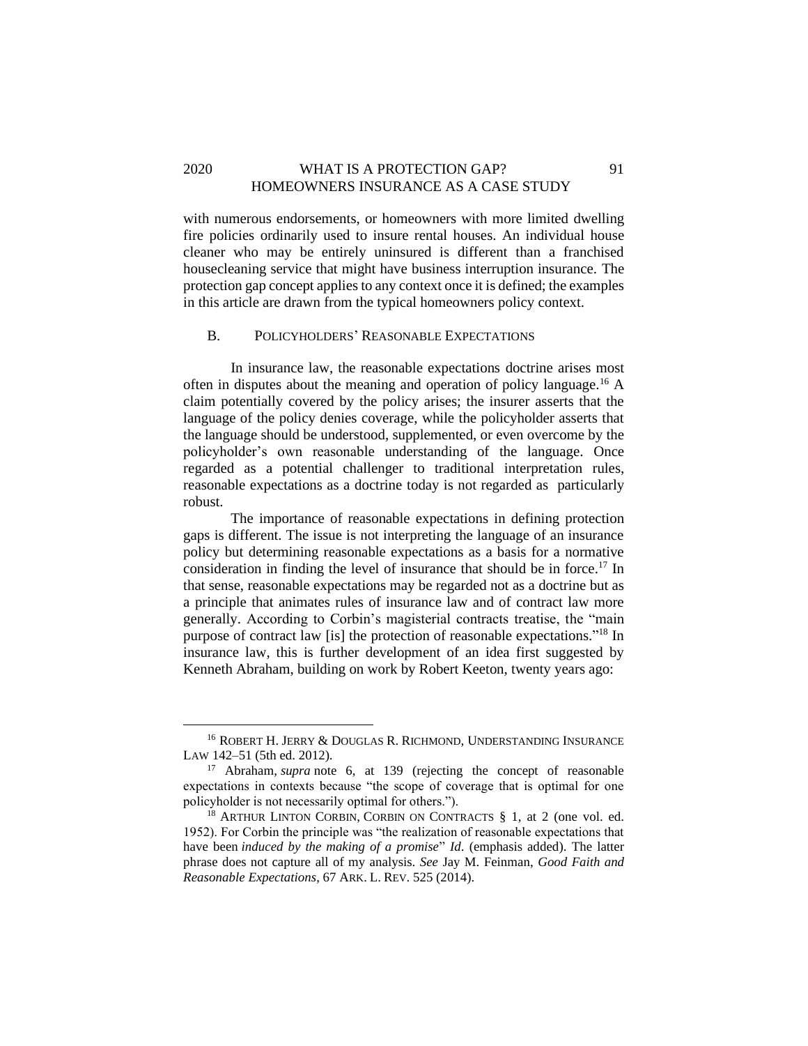with numerous endorsements, or homeowners with more limited dwelling fire policies ordinarily used to insure rental houses. An individual house cleaner who may be entirely uninsured is different than a franchised housecleaning service that might have business interruption insurance. The protection gap concept applies to any context once it is defined; the examples in this article are drawn from the typical homeowners policy context.

### B. POLICYHOLDERS' REASONABLE EXPECTATIONS

In insurance law, the reasonable expectations doctrine arises most often in disputes about the meaning and operation of policy language.[16] A claim potentially covered by the policy arises; the insurer asserts that the language of the policy denies coverage, while the policyholder asserts that the language should be understood, supplemented, or even overcome by the policyholder's own reasonable understanding of the language. Once regarded as a potential challenger to traditional interpretation rules, reasonable expectations as a doctrine today is not regarded as particularly robust.

The importance of reasonable expectations in defining protection gaps is different. The issue is not interpreting the language of an insurance policy but determining reasonable expectations as a basis for a normative consideration in finding the level of insurance that should be in force.[17] In that sense, reasonable expectations may be regarded not as a doctrine but as a principle that animates rules of insurance law and of contract law more generally. According to Corbin's magisterial contracts treatise, the "main purpose of contract law [is] the protection of reasonable expectations."[18] In insurance law, this is further development of an idea first suggested by Kenneth Abraham, building on work by Robert Keeton, twenty years ago:

---

[16] ROBERT H. JERRY & DOUGLAS R. RICHMOND, UNDERSTANDING INSURANCE LAW 142–51 (5th ed. 2012).

[17] Abraham, *supra* note 6, at 139 (rejecting the concept of reasonable expectations in contexts because "the scope of coverage that is optimal for one policyholder is not necessarily optimal for others.").

[18] ARTHUR LINTON CORBIN, CORBIN ON CONTRACTS § 1, at 2 (one vol. ed. 1952). For Corbin the principle was "the realization of reasonable expectations that have been *induced by the making of a promise*" *Id*. (emphasis added). The latter phrase does not capture all of my analysis. *See* Jay M. Feinman, *Good Faith and Reasonable Expectations*, 67 ARK. L. REV. 525 (2014).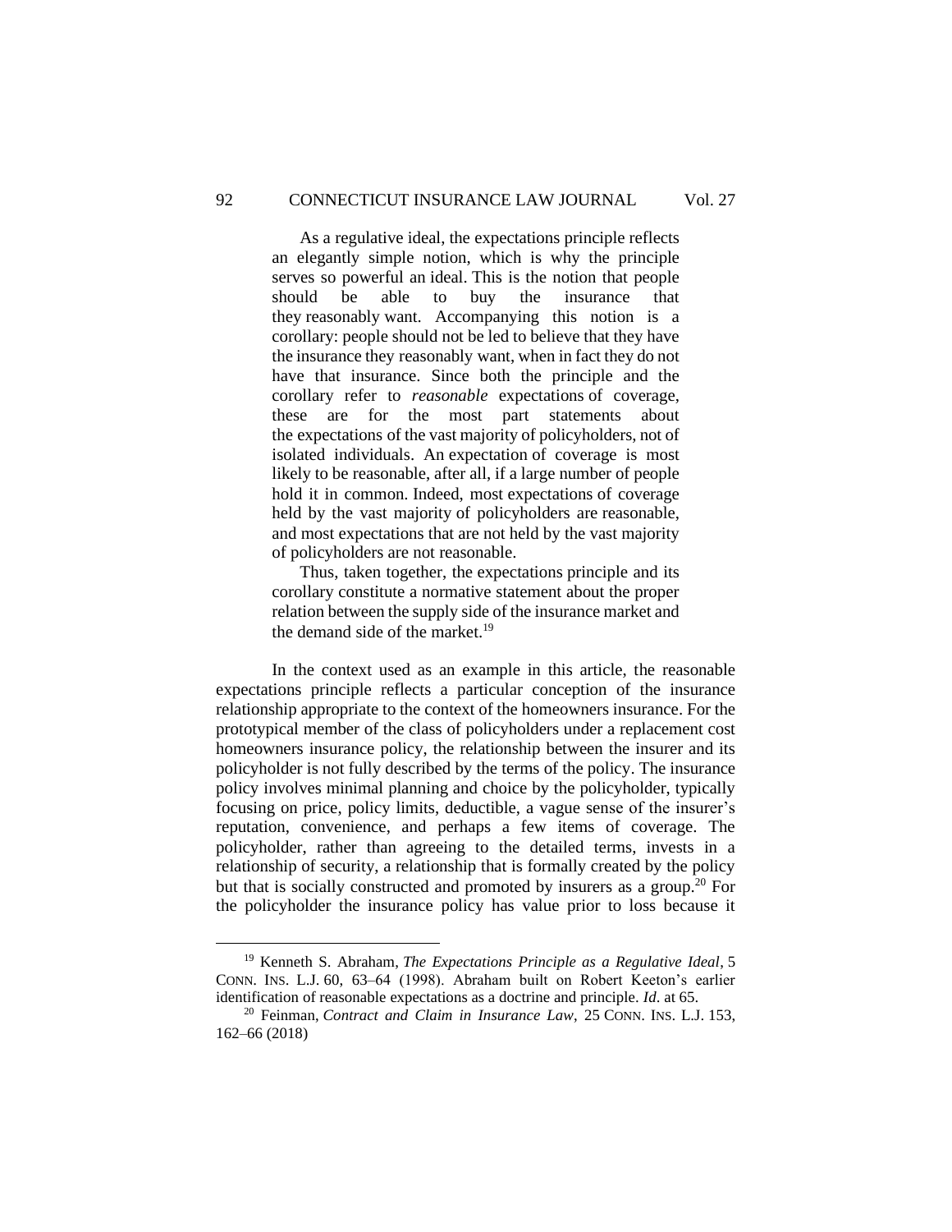> As a regulative ideal, the expectations principle reflects an elegantly simple notion, which is why the principle serves so powerful an ideal. This is the notion that people should be able to buy the insurance that they reasonably want. Accompanying this notion is a corollary: people should not be led to believe that they have the insurance they reasonably want, when in fact they do not have that insurance. Since both the principle and the corollary refer to *reasonable* expectations of coverage, these are for the most part statements about the expectations of the vast majority of policyholders, not of isolated individuals. An expectation of coverage is most likely to be reasonable, after all, if a large number of people hold it in common. Indeed, most expectations of coverage held by the vast majority of policyholders are reasonable, and most expectations that are not held by the vast majority of policyholders are not reasonable.
>
> Thus, taken together, the expectations principle and its corollary constitute a normative statement about the proper relation between the supply side of the insurance market and the demand side of the market.[19]

In the context used as an example in this article, the reasonable expectations principle reflects a particular conception of the insurance relationship appropriate to the context of the homeowners insurance. For the prototypical member of the class of policyholders under a replacement cost homeowners insurance policy, the relationship between the insurer and its policyholder is not fully described by the terms of the policy. The insurance policy involves minimal planning and choice by the policyholder, typically focusing on price, policy limits, deductible, a vague sense of the insurer's reputation, convenience, and perhaps a few items of coverage. The policyholder, rather than agreeing to the detailed terms, invests in a relationship of security, a relationship that is formally created by the policy but that is socially constructed and promoted by insurers as a group.[20] For the policyholder the insurance policy has value prior to loss because it

---

[19] Kenneth S. Abraham, *The Expectations Principle as a Regulative Ideal*, 5 CONN. INS. L.J. 60, 63–64 (1998). Abraham built on Robert Keeton's earlier identification of reasonable expectations as a doctrine and principle. *Id.* at 65.

[20] Feinman, *Contract and Claim in Insurance Law*, 25 CONN. INS. L.J. 153, 162–66 (2018)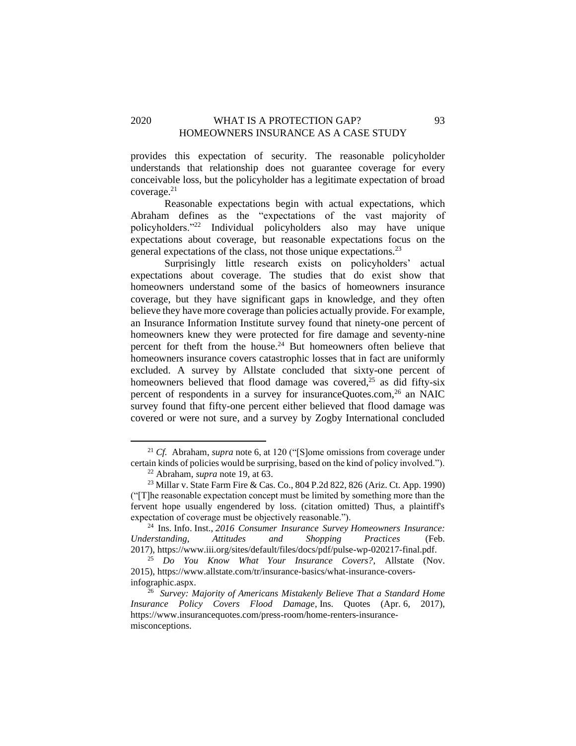provides this expectation of security. The reasonable policyholder understands that relationship does not guarantee coverage for every conceivable loss, but the policyholder has a legitimate expectation of broad coverage.[21]

Reasonable expectations begin with actual expectations, which Abraham defines as the "expectations of the vast majority of policyholders."[22] Individual policyholders also may have unique expectations about coverage, but reasonable expectations focus on the general expectations of the class, not those unique expectations.[23]

Surprisingly little research exists on policyholders' actual expectations about coverage. The studies that do exist show that homeowners understand some of the basics of homeowners insurance coverage, but they have significant gaps in knowledge, and they often believe they have more coverage than policies actually provide. For example, an Insurance Information Institute survey found that ninety-one percent of homeowners knew they were protected for fire damage and seventy-nine percent for theft from the house.[24] But homeowners often believe that homeowners insurance covers catastrophic losses that in fact are uniformly excluded. A survey by Allstate concluded that sixty-one percent of homeowners believed that flood damage was covered,[25] as did fifty-six percent of respondents in a survey for insuranceQuotes.com,[26] an NAIC survey found that fifty-one percent either believed that flood damage was covered or were not sure, and a survey by Zogby International concluded

---

[21] *Cf.* Abraham, *supra* note 6, at 120 ("[S]ome omissions from coverage under certain kinds of policies would be surprising, based on the kind of policy involved.").

[22] Abraham, *supra* note 19, at 63.

[23] Millar v. State Farm Fire & Cas. Co., 804 P.2d 822, 826 (Ariz. Ct. App. 1990) ("[T]he reasonable expectation concept must be limited by something more than the fervent hope usually engendered by loss. (citation omitted) Thus, a plaintiff's expectation of coverage must be objectively reasonable.").

[24] Ins. Info. Inst., *2016 Consumer Insurance Survey Homeowners Insurance: Understanding, Attitudes and Shopping Practices* (Feb. 2017), https://www.iii.org/sites/default/files/docs/pdf/pulse-wp-020217-final.pdf.

[25] *Do You Know What Your Insurance Covers?*, Allstate (Nov. 2015), https://www.allstate.com/tr/insurance-basics/what-insurance-covers-infographic.aspx.

[26] *Survey: Majority of Americans Mistakenly Believe That a Standard Home Insurance Policy Covers Flood Damage*, Ins. Quotes (Apr. 6, 2017), https://www.insurancequotes.com/press-room/home-renters-insurance-misconceptions.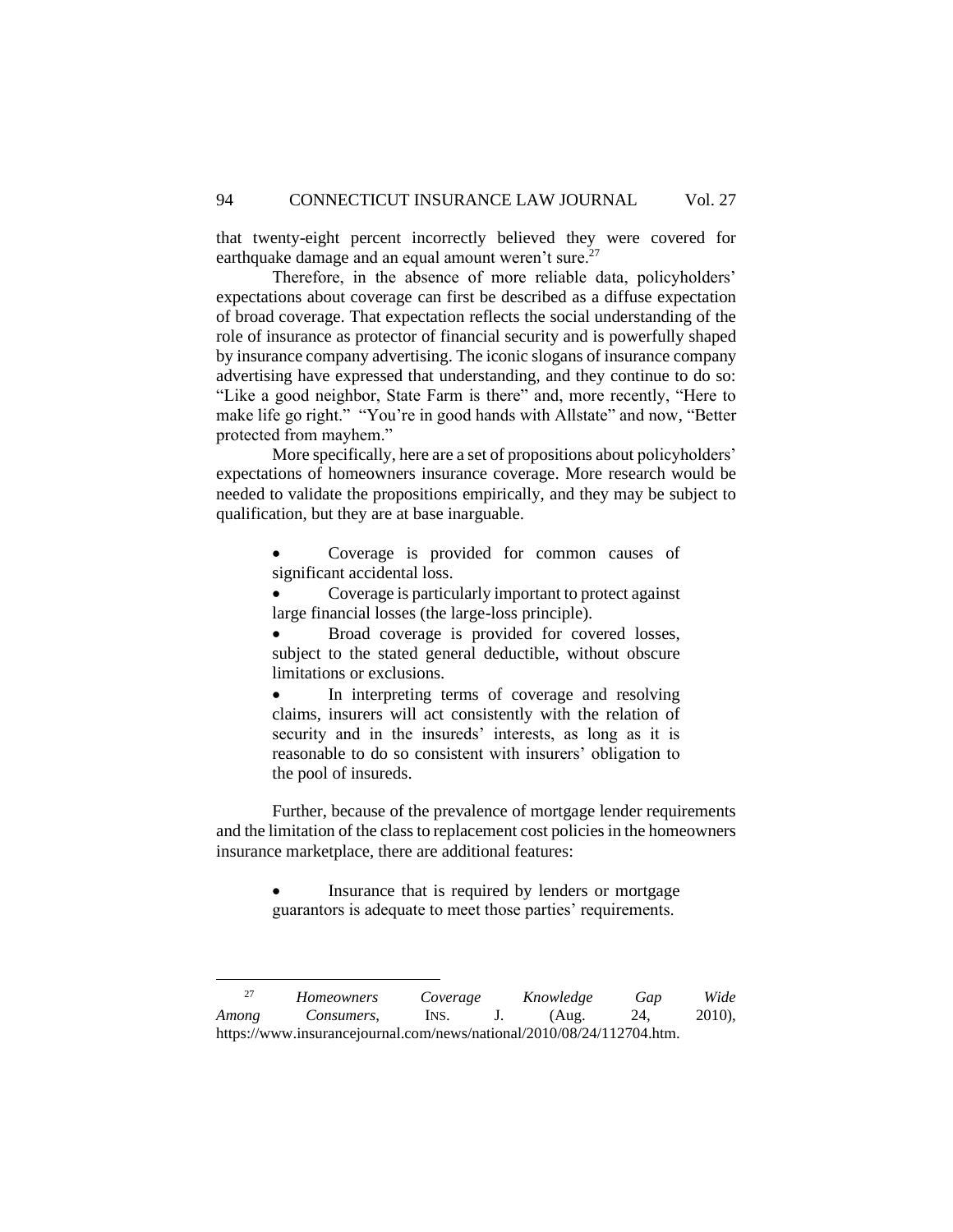that twenty-eight percent incorrectly believed they were covered for earthquake damage and an equal amount weren't sure.[27]

Therefore, in the absence of more reliable data, policyholders' expectations about coverage can first be described as a diffuse expectation of broad coverage. That expectation reflects the social understanding of the role of insurance as protector of financial security and is powerfully shaped by insurance company advertising. The iconic slogans of insurance company advertising have expressed that understanding, and they continue to do so: "Like a good neighbor, State Farm is there" and, more recently, "Here to make life go right." "You're in good hands with Allstate" and now, "Better protected from mayhem."

More specifically, here are a set of propositions about policyholders' expectations of homeowners insurance coverage. More research would be needed to validate the propositions empirically, and they may be subject to qualification, but they are at base inarguable.

- Coverage is provided for common causes of significant accidental loss.
- Coverage is particularly important to protect against large financial losses (the large-loss principle).
- Broad coverage is provided for covered losses, subject to the stated general deductible, without obscure limitations or exclusions.
- In interpreting terms of coverage and resolving claims, insurers will act consistently with the relation of security and in the insureds' interests, as long as it is reasonable to do so consistent with insurers' obligation to the pool of insureds.

Further, because of the prevalence of mortgage lender requirements and the limitation of the class to replacement cost policies in the homeowners insurance marketplace, there are additional features:

- Insurance that is required by lenders or mortgage guarantors is adequate to meet those parties' requirements.

---

[27] *Homeowners Coverage Knowledge Gap Wide Among Consumers*, INS. J. (Aug. 24, 2010), https://www.insurancejournal.com/news/national/2010/08/24/112704.htm.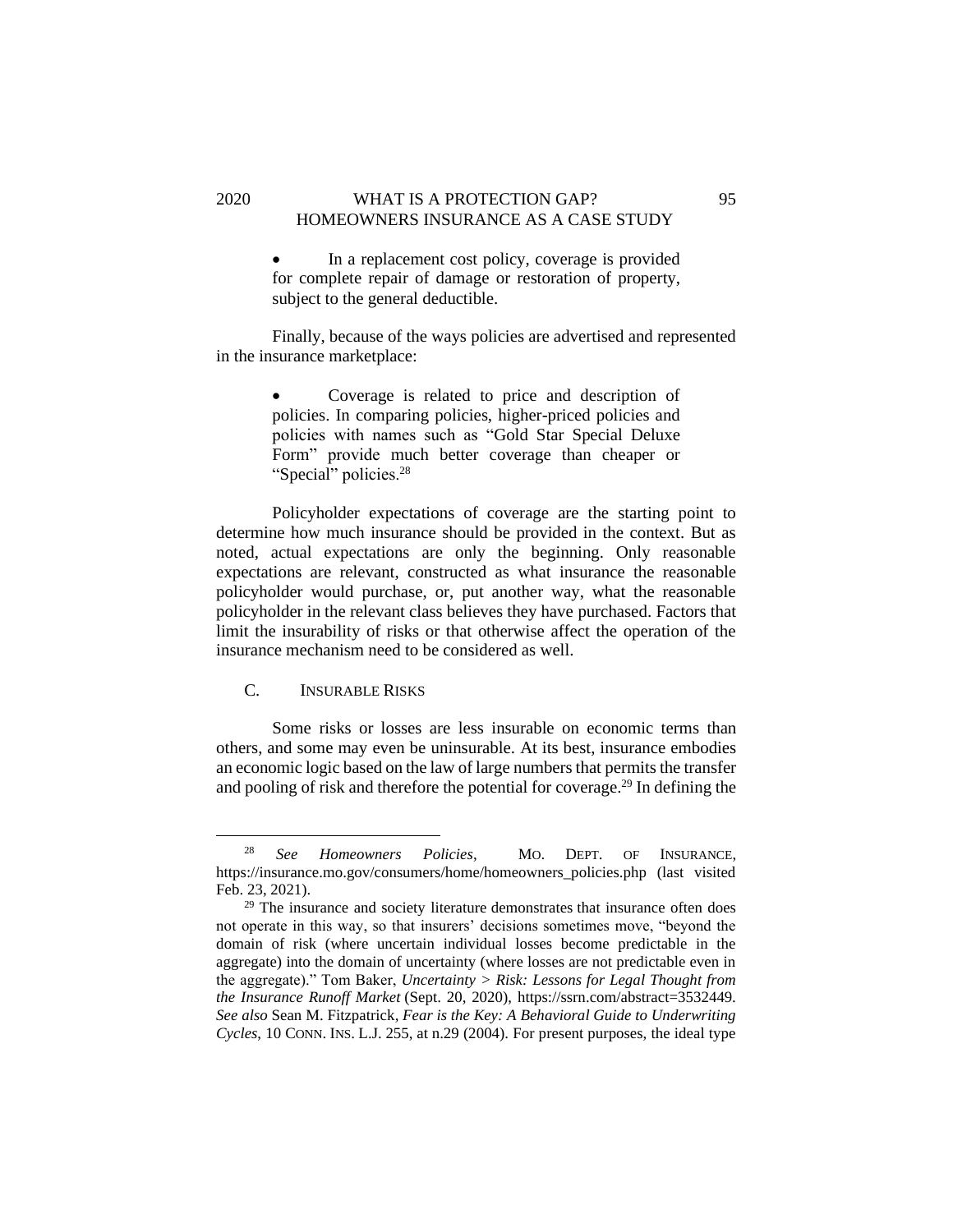- In a replacement cost policy, coverage is provided for complete repair of damage or restoration of property, subject to the general deductible.

Finally, because of the ways policies are advertised and represented in the insurance marketplace:

- Coverage is related to price and description of policies. In comparing policies, higher-priced policies and policies with names such as "Gold Star Special Deluxe Form" provide much better coverage than cheaper or "Special" policies.[28]

Policyholder expectations of coverage are the starting point to determine how much insurance should be provided in the context. But as noted, actual expectations are only the beginning. Only reasonable expectations are relevant, constructed as what insurance the reasonable policyholder would purchase, or, put another way, what the reasonable policyholder in the relevant class believes they have purchased. Factors that limit the insurability of risks or that otherwise affect the operation of the insurance mechanism need to be considered as well.

### C. INSURABLE RISKS

Some risks or losses are less insurable on economic terms than others, and some may even be uninsurable. At its best, insurance embodies an economic logic based on the law of large numbers that permits the transfer and pooling of risk and therefore the potential for coverage.[29] In defining the

---

[28] *See Homeowners Policies*, MO. DEPT. OF INSURANCE, https://insurance.mo.gov/consumers/home/homeowners_policies.php (last visited Feb. 23, 2021).

[29] The insurance and society literature demonstrates that insurance often does not operate in this way, so that insurers' decisions sometimes move, "beyond the domain of risk (where uncertain individual losses become predictable in the aggregate) into the domain of uncertainty (where losses are not predictable even in the aggregate)." Tom Baker, *Uncertainty > Risk: Lessons for Legal Thought from the Insurance Runoff Market* (Sept. 20, 2020), https://ssrn.com/abstract=3532449. *See also* Sean M. Fitzpatrick, *Fear is the Key: A Behavioral Guide to Underwriting Cycles*, 10 CONN. INS. L.J. 255, at n.29 (2004). For present purposes, the ideal type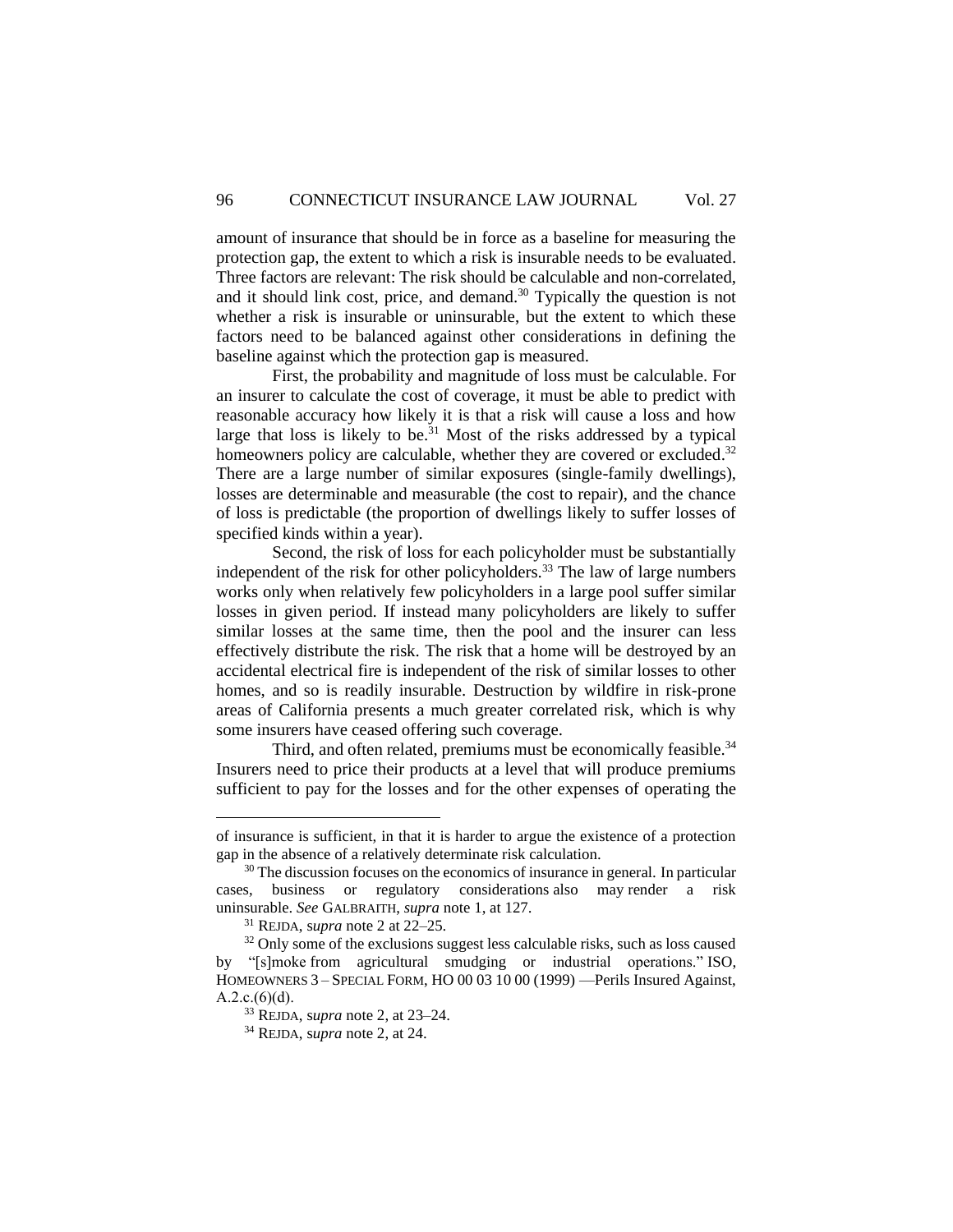amount of insurance that should be in force as a baseline for measuring the protection gap, the extent to which a risk is insurable needs to be evaluated. Three factors are relevant: The risk should be calculable and non-correlated, and it should link cost, price, and demand.[30] Typically the question is not whether a risk is insurable or uninsurable, but the extent to which these factors need to be balanced against other considerations in defining the baseline against which the protection gap is measured.

First, the probability and magnitude of loss must be calculable. For an insurer to calculate the cost of coverage, it must be able to predict with reasonable accuracy how likely it is that a risk will cause a loss and how large that loss is likely to be.[31] Most of the risks addressed by a typical homeowners policy are calculable, whether they are covered or excluded.[32] There are a large number of similar exposures (single-family dwellings), losses are determinable and measurable (the cost to repair), and the chance of loss is predictable (the proportion of dwellings likely to suffer losses of specified kinds within a year).

Second, the risk of loss for each policyholder must be substantially independent of the risk for other policyholders.[33] The law of large numbers works only when relatively few policyholders in a large pool suffer similar losses in given period. If instead many policyholders are likely to suffer similar losses at the same time, then the pool and the insurer can less effectively distribute the risk. The risk that a home will be destroyed by an accidental electrical fire is independent of the risk of similar losses to other homes, and so is readily insurable. Destruction by wildfire in risk-prone areas of California presents a much greater correlated risk, which is why some insurers have ceased offering such coverage.

Third, and often related, premiums must be economically feasible.[34] Insurers need to price their products at a level that will produce premiums sufficient to pay for the losses and for the other expenses of operating the

---

of insurance is sufficient, in that it is harder to argue the existence of a protection gap in the absence of a relatively determinate risk calculation.

[30] The discussion focuses on the economics of insurance in general. In particular cases, business or regulatory considerations also may render a risk uninsurable. *See* GALBRAITH, *supra* note 1, at 127.

[31] REJDA, *supra* note 2 at 22–25.

[32] Only some of the exclusions suggest less calculable risks, such as loss caused by "[s]moke from agricultural smudging or industrial operations." ISO, HOMEOWNERS 3 – SPECIAL FORM, HO 00 03 10 00 (1999) —Perils Insured Against, A.2.c.(6)(d).

[33] REJDA, *supra* note 2, at 23–24.

[34] REJDA, *supra* note 2, at 24.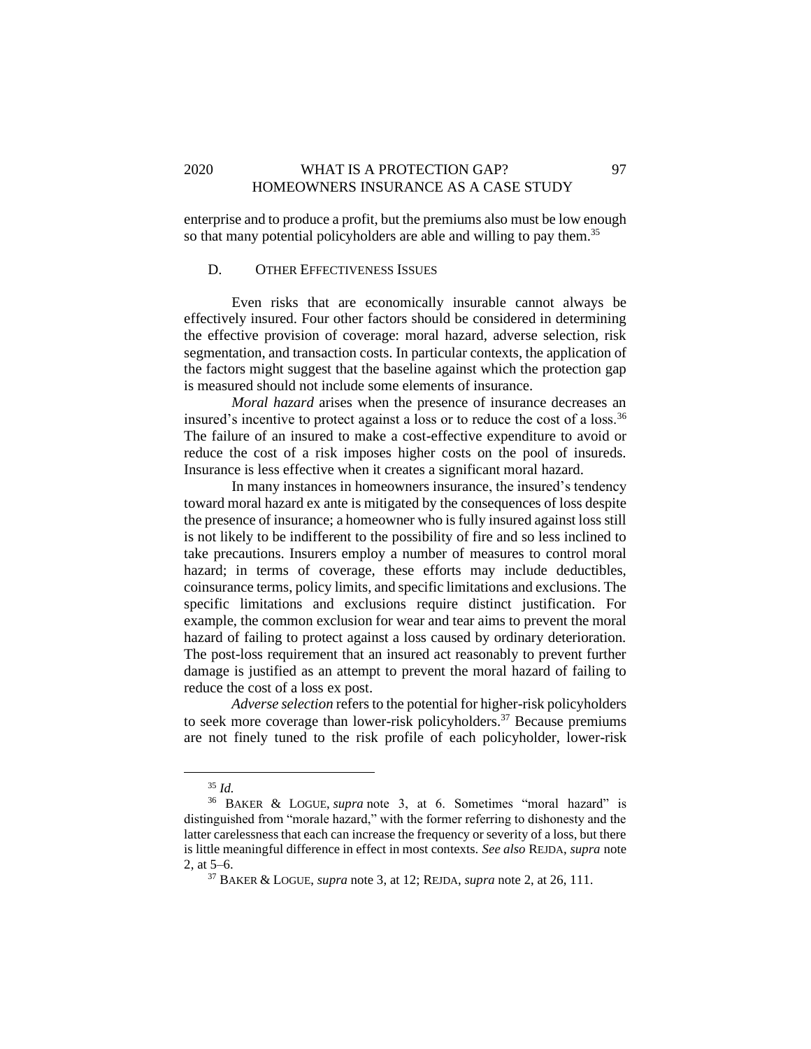enterprise and to produce a profit, but the premiums also must be low enough so that many potential policyholders are able and willing to pay them.[35]

### D. Other Effectiveness Issues

Even risks that are economically insurable cannot always be effectively insured. Four other factors should be considered in determining the effective provision of coverage: moral hazard, adverse selection, risk segmentation, and transaction costs. In particular contexts, the application of the factors might suggest that the baseline against which the protection gap is measured should not include some elements of insurance.

*Moral hazard* arises when the presence of insurance decreases an insured's incentive to protect against a loss or to reduce the cost of a loss.[36] The failure of an insured to make a cost-effective expenditure to avoid or reduce the cost of a risk imposes higher costs on the pool of insureds. Insurance is less effective when it creates a significant moral hazard.

In many instances in homeowners insurance, the insured's tendency toward moral hazard ex ante is mitigated by the consequences of loss despite the presence of insurance; a homeowner who is fully insured against loss still is not likely to be indifferent to the possibility of fire and so less inclined to take precautions. Insurers employ a number of measures to control moral hazard; in terms of coverage, these efforts may include deductibles, coinsurance terms, policy limits, and specific limitations and exclusions. The specific limitations and exclusions require distinct justification. For example, the common exclusion for wear and tear aims to prevent the moral hazard of failing to protect against a loss caused by ordinary deterioration. The post-loss requirement that an insured act reasonably to prevent further damage is justified as an attempt to prevent the moral hazard of failing to reduce the cost of a loss ex post.

*Adverse selection* refers to the potential for higher-risk policyholders to seek more coverage than lower-risk policyholders.[37] Because premiums are not finely tuned to the risk profile of each policyholder, lower-risk

---

[35] *Id.*

[36] Baker & Logue, *supra* note 3, at 6. Sometimes "moral hazard" is distinguished from "morale hazard," with the former referring to dishonesty and the latter carelessness that each can increase the frequency or severity of a loss, but there is little meaningful difference in effect in most contexts. *See also* Rejda, *supra* note 2, at 5–6.

[37] Baker & Logue, *supra* note 3, at 12; Rejda, *supra* note 2, at 26, 111.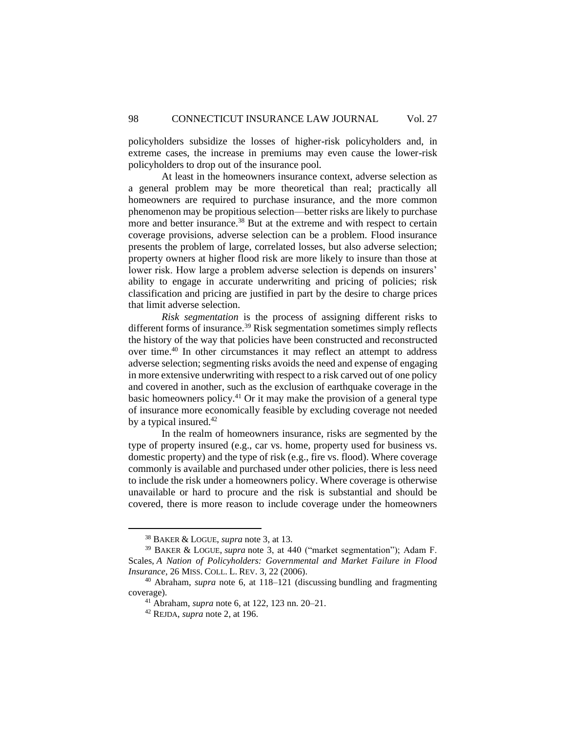policyholders subsidize the losses of higher-risk policyholders and, in extreme cases, the increase in premiums may even cause the lower-risk policyholders to drop out of the insurance pool.

At least in the homeowners insurance context, adverse selection as a general problem may be more theoretical than real; practically all homeowners are required to purchase insurance, and the more common phenomenon may be propitious selection—better risks are likely to purchase more and better insurance.[38] But at the extreme and with respect to certain coverage provisions, adverse selection can be a problem. Flood insurance presents the problem of large, correlated losses, but also adverse selection; property owners at higher flood risk are more likely to insure than those at lower risk. How large a problem adverse selection is depends on insurers' ability to engage in accurate underwriting and pricing of policies; risk classification and pricing are justified in part by the desire to charge prices that limit adverse selection.

*Risk segmentation* is the process of assigning different risks to different forms of insurance.[39] Risk segmentation sometimes simply reflects the history of the way that policies have been constructed and reconstructed over time.[40] In other circumstances it may reflect an attempt to address adverse selection; segmenting risks avoids the need and expense of engaging in more extensive underwriting with respect to a risk carved out of one policy and covered in another, such as the exclusion of earthquake coverage in the basic homeowners policy.[41] Or it may make the provision of a general type of insurance more economically feasible by excluding coverage not needed by a typical insured.[42]

In the realm of homeowners insurance, risks are segmented by the type of property insured (e.g., car vs. home, property used for business vs. domestic property) and the type of risk (e.g., fire vs. flood). Where coverage commonly is available and purchased under other policies, there is less need to include the risk under a homeowners policy. Where coverage is otherwise unavailable or hard to procure and the risk is substantial and should be covered, there is more reason to include coverage under the homeowners

---

[38] BAKER & LOGUE, *supra* note 3, at 13.

[39] BAKER & LOGUE, *supra* note 3, at 440 ("market segmentation"); Adam F. Scales, *A Nation of Policyholders: Governmental and Market Failure in Flood Insurance*, 26 MISS. COLL. L. REV. 3, 22 (2006).

[40] Abraham, *supra* note 6, at 118–121 (discussing bundling and fragmenting coverage).

[41] Abraham, *supra* note 6, at 122, 123 nn. 20–21.

[42] REJDA, *supra* note 2, at 196.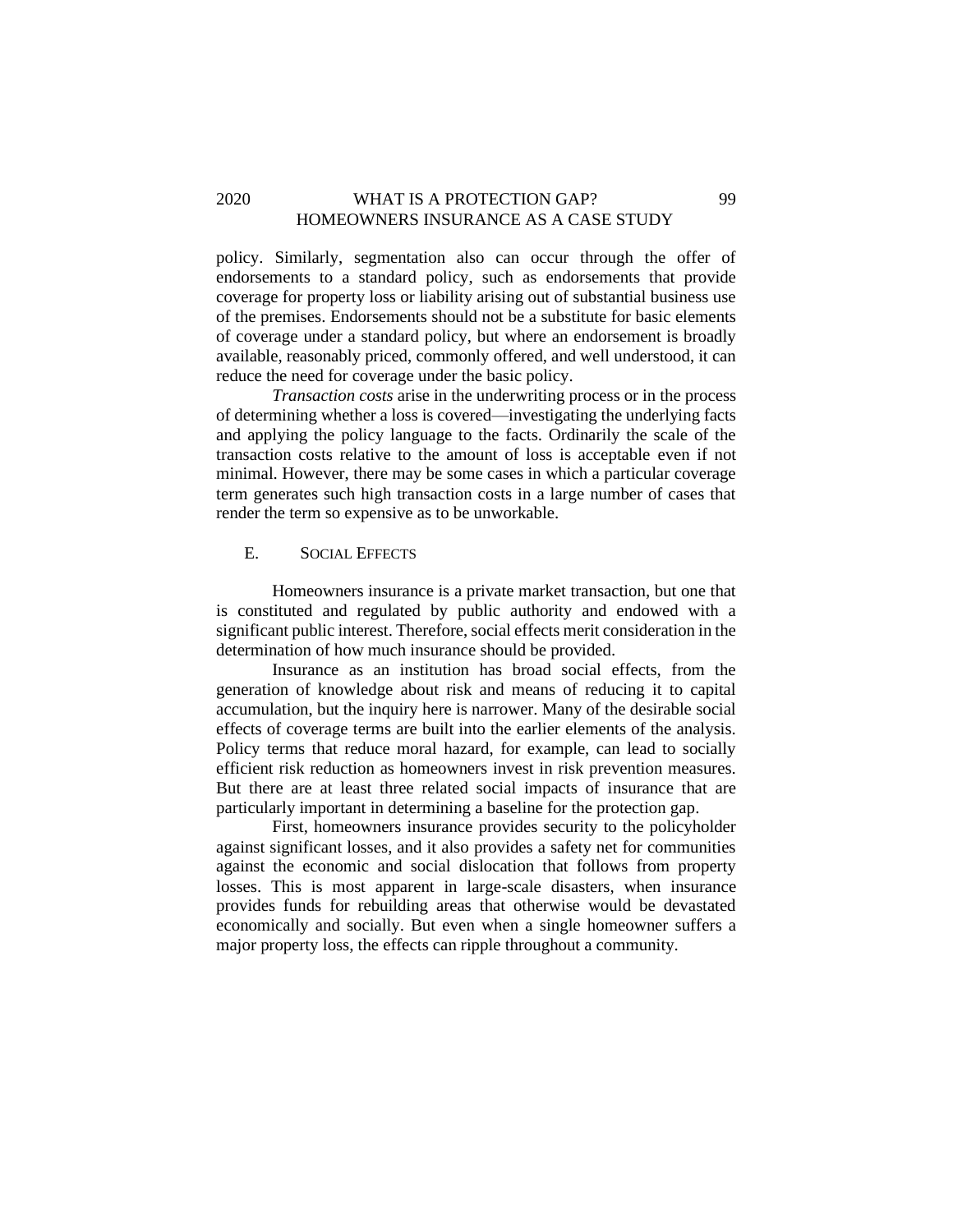policy. Similarly, segmentation also can occur through the offer of endorsements to a standard policy, such as endorsements that provide coverage for property loss or liability arising out of substantial business use of the premises. Endorsements should not be a substitute for basic elements of coverage under a standard policy, but where an endorsement is broadly available, reasonably priced, commonly offered, and well understood, it can reduce the need for coverage under the basic policy.

*Transaction costs* arise in the underwriting process or in the process of determining whether a loss is covered—investigating the underlying facts and applying the policy language to the facts. Ordinarily the scale of the transaction costs relative to the amount of loss is acceptable even if not minimal. However, there may be some cases in which a particular coverage term generates such high transaction costs in a large number of cases that render the term so expensive as to be unworkable.

### E. Social Effects

Homeowners insurance is a private market transaction, but one that is constituted and regulated by public authority and endowed with a significant public interest. Therefore, social effects merit consideration in the determination of how much insurance should be provided.

Insurance as an institution has broad social effects, from the generation of knowledge about risk and means of reducing it to capital accumulation, but the inquiry here is narrower. Many of the desirable social effects of coverage terms are built into the earlier elements of the analysis. Policy terms that reduce moral hazard, for example, can lead to socially efficient risk reduction as homeowners invest in risk prevention measures. But there are at least three related social impacts of insurance that are particularly important in determining a baseline for the protection gap.

First, homeowners insurance provides security to the policyholder against significant losses, and it also provides a safety net for communities against the economic and social dislocation that follows from property losses. This is most apparent in large-scale disasters, when insurance provides funds for rebuilding areas that otherwise would be devastated economically and socially. But even when a single homeowner suffers a major property loss, the effects can ripple throughout a community.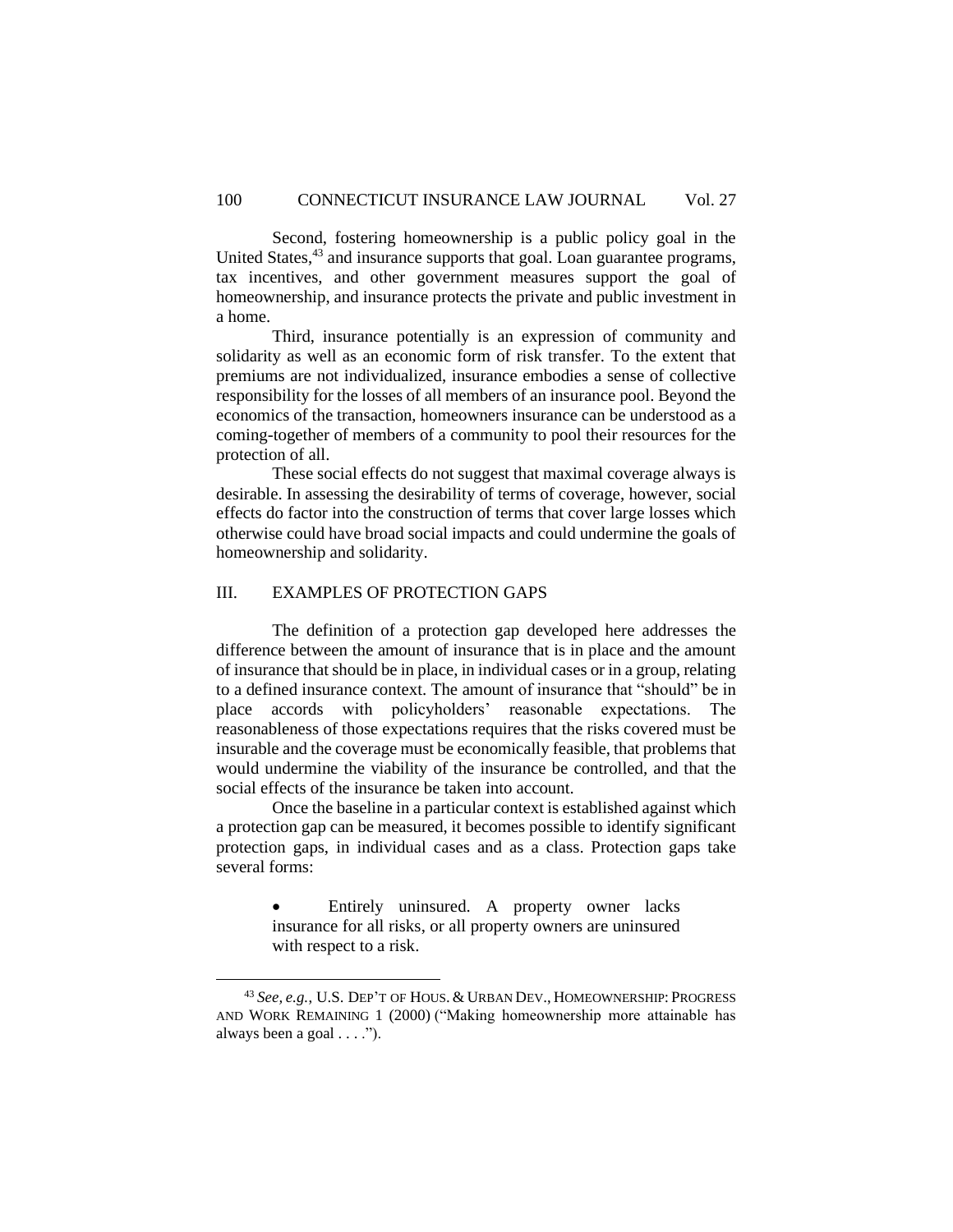Second, fostering homeownership is a public policy goal in the United States,[43] and insurance supports that goal. Loan guarantee programs, tax incentives, and other government measures support the goal of homeownership, and insurance protects the private and public investment in a home.

Third, insurance potentially is an expression of community and solidarity as well as an economic form of risk transfer. To the extent that premiums are not individualized, insurance embodies a sense of collective responsibility for the losses of all members of an insurance pool. Beyond the economics of the transaction, homeowners insurance can be understood as a coming-together of members of a community to pool their resources for the protection of all.

These social effects do not suggest that maximal coverage always is desirable. In assessing the desirability of terms of coverage, however, social effects do factor into the construction of terms that cover large losses which otherwise could have broad social impacts and could undermine the goals of homeownership and solidarity.

## III. EXAMPLES OF PROTECTION GAPS

The definition of a protection gap developed here addresses the difference between the amount of insurance that is in place and the amount of insurance that should be in place, in individual cases or in a group, relating to a defined insurance context. The amount of insurance that "should" be in place accords with policyholders' reasonable expectations. The reasonableness of those expectations requires that the risks covered must be insurable and the coverage must be economically feasible, that problems that would undermine the viability of the insurance be controlled, and that the social effects of the insurance be taken into account.

Once the baseline in a particular context is established against which a protection gap can be measured, it becomes possible to identify significant protection gaps, in individual cases and as a class. Protection gaps take several forms:

- Entirely uninsured. A property owner lacks insurance for all risks, or all property owners are uninsured with respect to a risk.

---

[43] *See, e.g.*, U.S. DEP'T OF HOUS. & URBAN DEV., HOMEOWNERSHIP: PROGRESS AND WORK REMAINING 1 (2000) ("Making homeownership more attainable has always been a goal . . . .").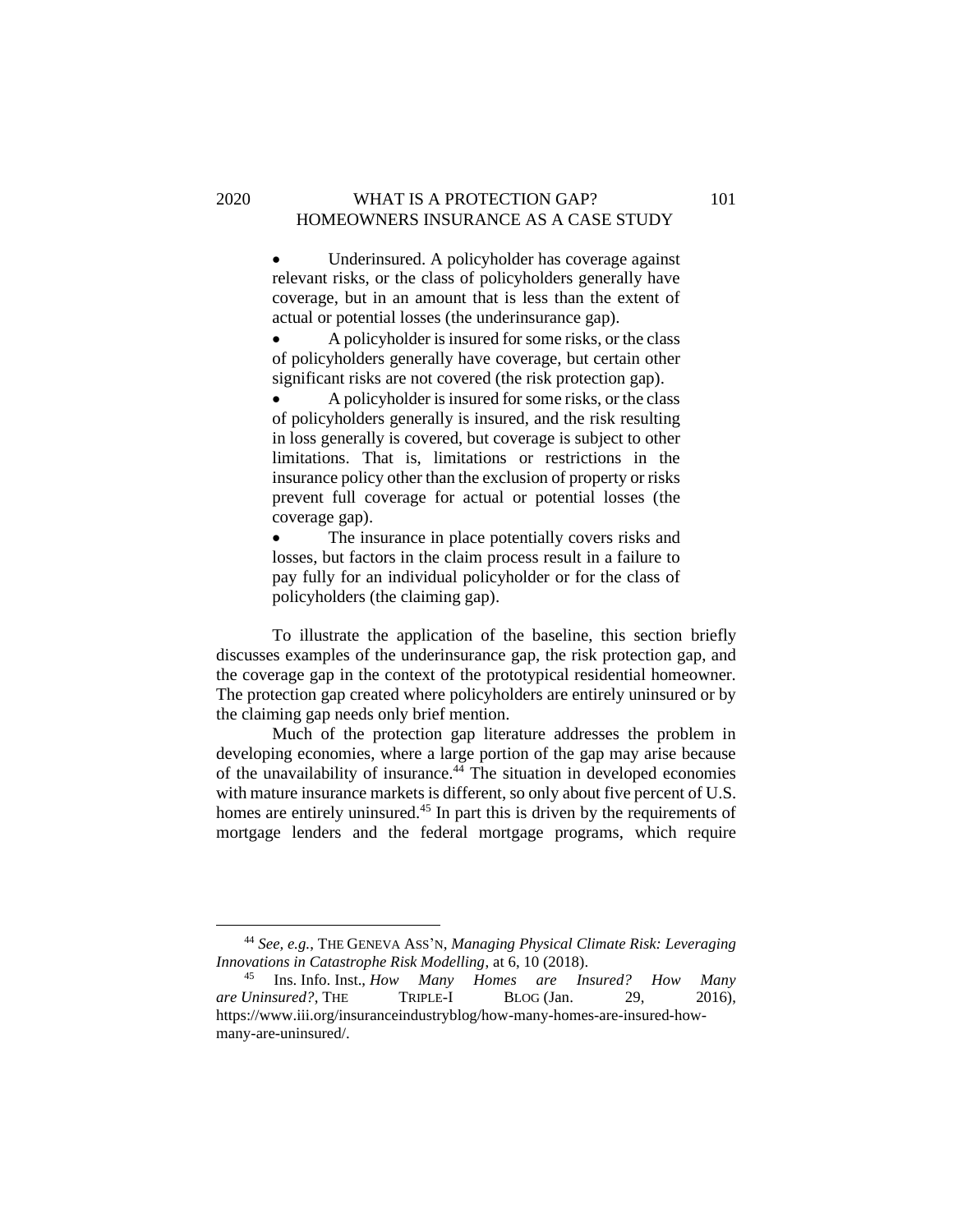- Underinsured. A policyholder has coverage against relevant risks, or the class of policyholders generally have coverage, but in an amount that is less than the extent of actual or potential losses (the underinsurance gap).
- A policyholder is insured for some risks, or the class of policyholders generally have coverage, but certain other significant risks are not covered (the risk protection gap).
- A policyholder is insured for some risks, or the class of policyholders generally is insured, and the risk resulting in loss generally is covered, but coverage is subject to other limitations. That is, limitations or restrictions in the insurance policy other than the exclusion of property or risks prevent full coverage for actual or potential losses (the coverage gap).
- The insurance in place potentially covers risks and losses, but factors in the claim process result in a failure to pay fully for an individual policyholder or for the class of policyholders (the claiming gap).

To illustrate the application of the baseline, this section briefly discusses examples of the underinsurance gap, the risk protection gap, and the coverage gap in the context of the prototypical residential homeowner. The protection gap created where policyholders are entirely uninsured or by the claiming gap needs only brief mention.

Much of the protection gap literature addresses the problem in developing economies, where a large portion of the gap may arise because of the unavailability of insurance.[44] The situation in developed economies with mature insurance markets is different, so only about five percent of U.S. homes are entirely uninsured.[45] In part this is driven by the requirements of mortgage lenders and the federal mortgage programs, which require

---

[44] *See, e.g.*, THE GENEVA ASS'N, *Managing Physical Climate Risk: Leveraging Innovations in Catastrophe Risk Modelling*, at 6, 10 (2018).

[45] Ins. Info. Inst., *How Many Homes are Insured? How Many are Uninsured?*, THE TRIPLE-I BLOG (Jan. 29, 2016), https://www.iii.org/insuranceindustryblog/how-many-homes-are-insured-how-many-are-uninsured/.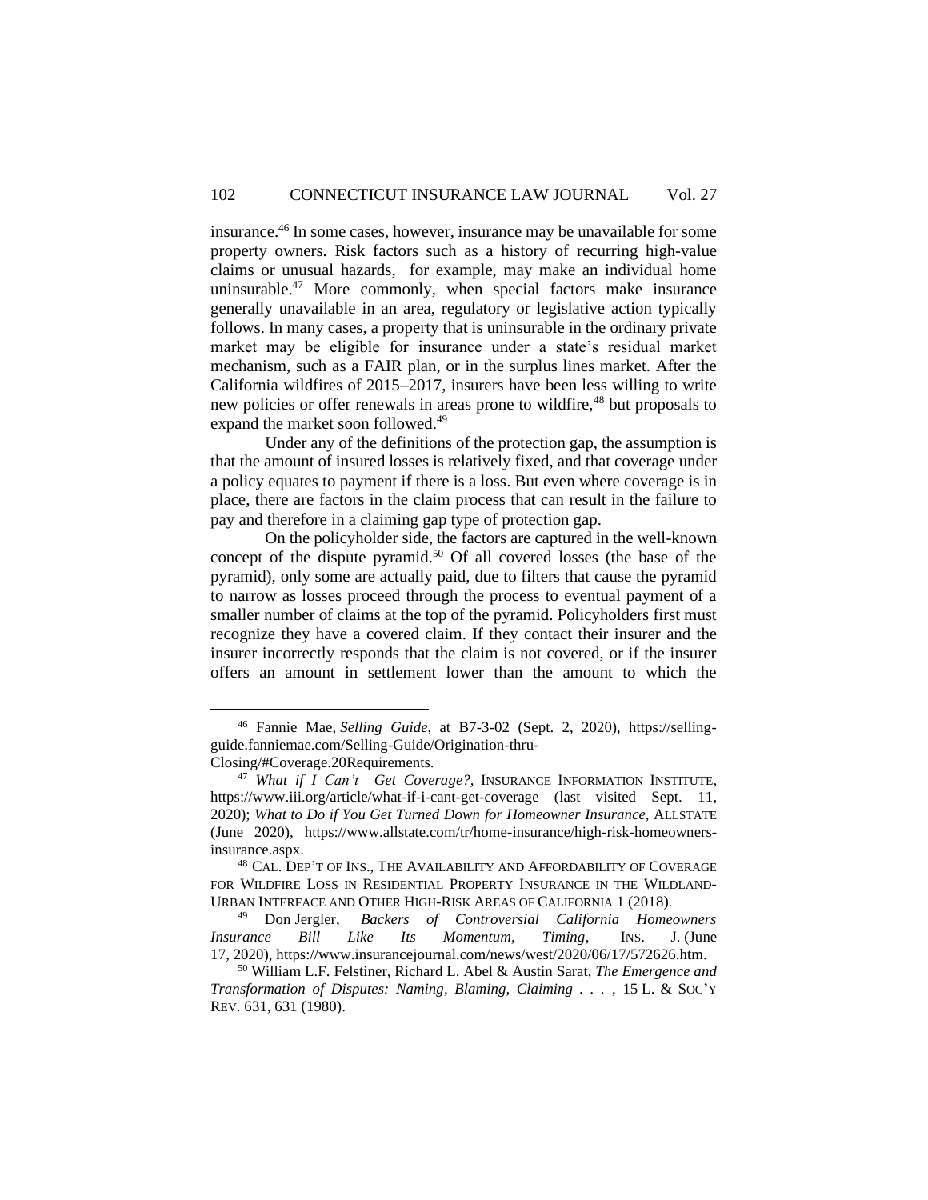insurance.[46] In some cases, however, insurance may be unavailable for some property owners. Risk factors such as a history of recurring high-value claims or unusual hazards, for example, may make an individual home uninsurable.[47] More commonly, when special factors make insurance generally unavailable in an area, regulatory or legislative action typically follows. In many cases, a property that is uninsurable in the ordinary private market may be eligible for insurance under a state's residual market mechanism, such as a FAIR plan, or in the surplus lines market. After the California wildfires of 2015–2017, insurers have been less willing to write new policies or offer renewals in areas prone to wildfire,[48] but proposals to expand the market soon followed.[49]

Under any of the definitions of the protection gap, the assumption is that the amount of insured losses is relatively fixed, and that coverage under a policy equates to payment if there is a loss. But even where coverage is in place, there are factors in the claim process that can result in the failure to pay and therefore in a claiming gap type of protection gap.

On the policyholder side, the factors are captured in the well-known concept of the dispute pyramid.[50] Of all covered losses (the base of the pyramid), only some are actually paid, due to filters that cause the pyramid to narrow as losses proceed through the process to eventual payment of a smaller number of claims at the top of the pyramid. Policyholders first must recognize they have a covered claim. If they contact their insurer and the insurer incorrectly responds that the claim is not covered, or if the insurer offers an amount in settlement lower than the amount to which the

---

[46] Fannie Mae, *Selling Guide*, at B7-3-02 (Sept. 2, 2020), https://selling-guide.fanniemae.com/Selling-Guide/Origination-thru-Closing/#Coverage.20Requirements.

[47] *What if I Can't Get Coverage?*, INSURANCE INFORMATION INSTITUTE, https://www.iii.org/article/what-if-i-cant-get-coverage (last visited Sept. 11, 2020); *What to Do if You Get Turned Down for Homeowner Insurance*, ALLSTATE (June 2020), https://www.allstate.com/tr/home-insurance/high-risk-homeowners-insurance.aspx.

[48] CAL. DEP'T OF INS., THE AVAILABILITY AND AFFORDABILITY OF COVERAGE FOR WILDFIRE LOSS IN RESIDENTIAL PROPERTY INSURANCE IN THE WILDLAND-URBAN INTERFACE AND OTHER HIGH-RISK AREAS OF CALIFORNIA 1 (2018).

[49] Don Jergler, *Backers of Controversial California Homeowners Insurance Bill Like Its Momentum, Timing*, INS. J. (June 17, 2020), https://www.insurancejournal.com/news/west/2020/06/17/572626.htm.

[50] William L.F. Felstiner, Richard L. Abel & Austin Sarat, *The Emergence and Transformation of Disputes: Naming, Blaming, Claiming . . .* , 15 L. & SOC'Y REV. 631, 631 (1980).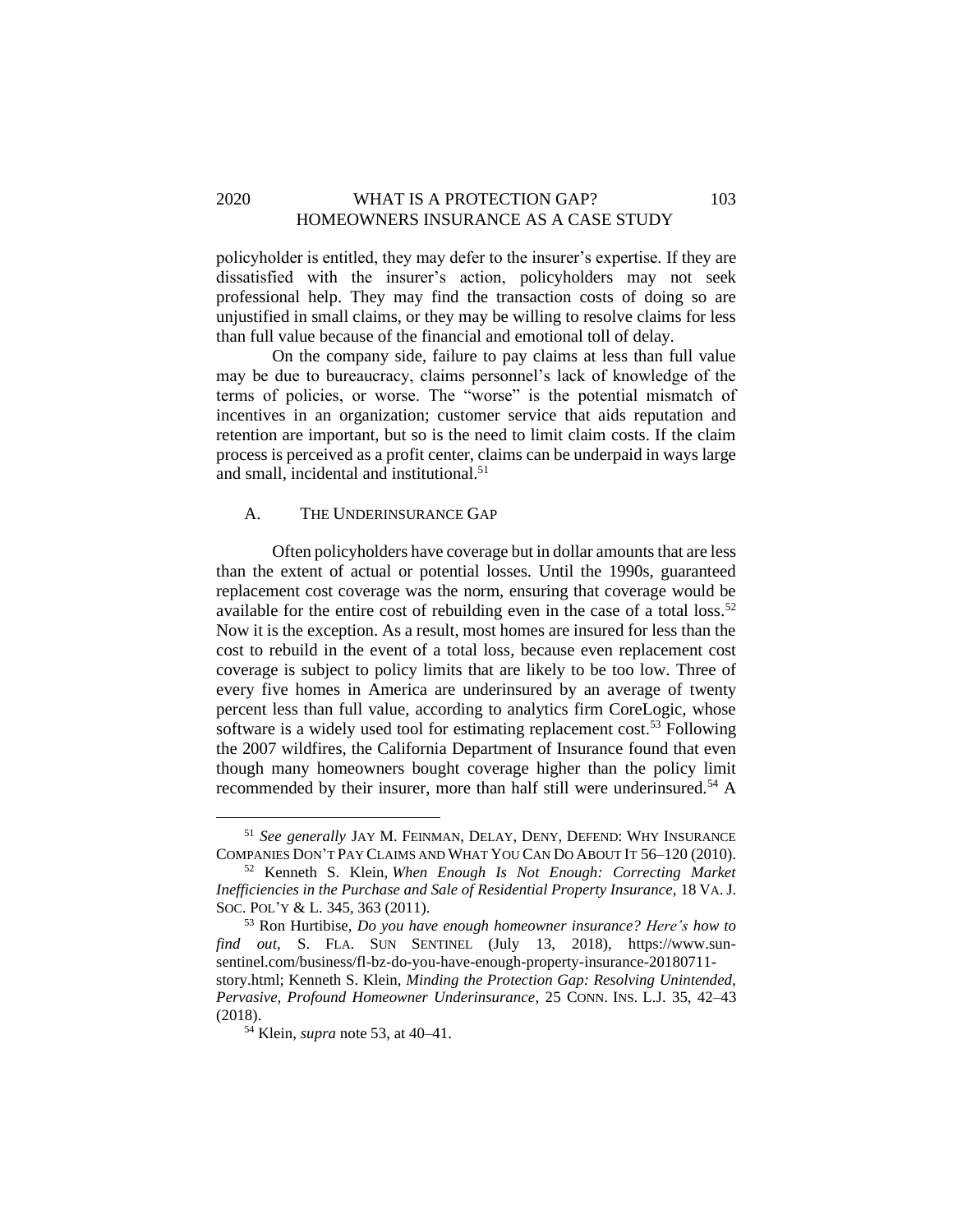policyholder is entitled, they may defer to the insurer's expertise. If they are dissatisfied with the insurer's action, policyholders may not seek professional help. They may find the transaction costs of doing so are unjustified in small claims, or they may be willing to resolve claims for less than full value because of the financial and emotional toll of delay.

On the company side, failure to pay claims at less than full value may be due to bureaucracy, claims personnel's lack of knowledge of the terms of policies, or worse. The "worse" is the potential mismatch of incentives in an organization; customer service that aids reputation and retention are important, but so is the need to limit claim costs. If the claim process is perceived as a profit center, claims can be underpaid in ways large and small, incidental and institutional.[51]

### A. THE UNDERINSURANCE GAP

Often policyholders have coverage but in dollar amounts that are less than the extent of actual or potential losses. Until the 1990s, guaranteed replacement cost coverage was the norm, ensuring that coverage would be available for the entire cost of rebuilding even in the case of a total loss.[52] Now it is the exception. As a result, most homes are insured for less than the cost to rebuild in the event of a total loss, because even replacement cost coverage is subject to policy limits that are likely to be too low. Three of every five homes in America are underinsured by an average of twenty percent less than full value, according to analytics firm CoreLogic, whose software is a widely used tool for estimating replacement cost.[53] Following the 2007 wildfires, the California Department of Insurance found that even though many homeowners bought coverage higher than the policy limit recommended by their insurer, more than half still were underinsured.[54] A

---

[51] *See generally* JAY M. FEINMAN, DELAY, DENY, DEFEND: WHY INSURANCE COMPANIES DON'T PAY CLAIMS AND WHAT YOU CAN DO ABOUT IT 56–120 (2010).

[52] Kenneth S. Klein, *When Enough Is Not Enough: Correcting Market Inefficiencies in the Purchase and Sale of Residential Property Insurance*, 18 VA. J. SOC. POL'Y & L. 345, 363 (2011).

[53] Ron Hurtibise, *Do you have enough homeowner insurance? Here's how to find out*, S. FLA. SUN SENTINEL (July 13, 2018), https://www.sun-sentinel.com/business/fl-bz-do-you-have-enough-property-insurance-20180711-story.html; Kenneth S. Klein, *Minding the Protection Gap: Resolving Unintended, Pervasive, Profound Homeowner Underinsurance*, 25 CONN. INS. L.J. 35, 42–43 (2018).

[54] Klein, *supra* note 53, at 40–41.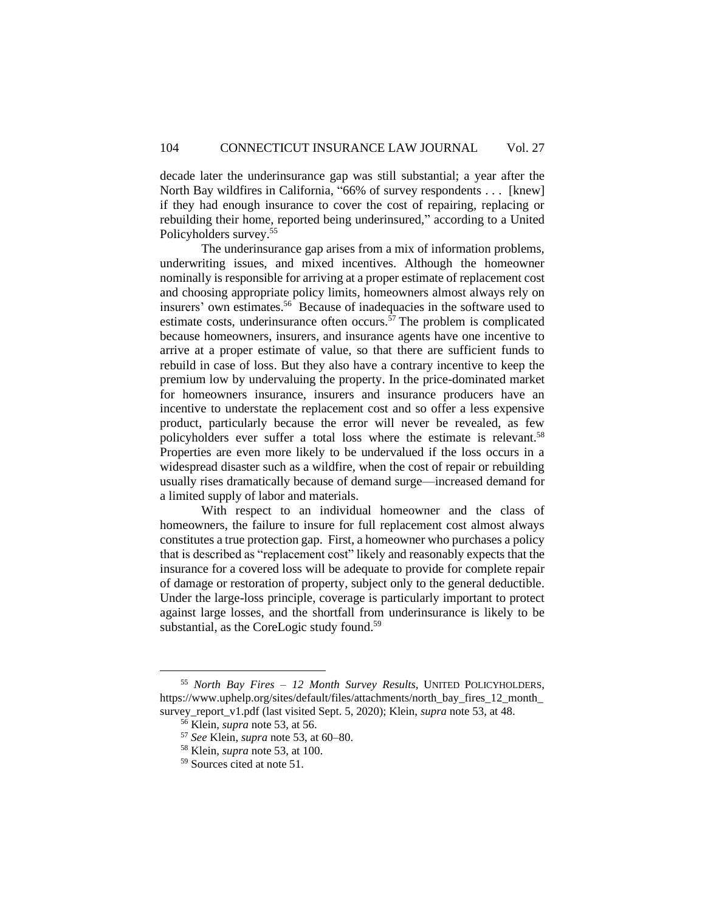decade later the underinsurance gap was still substantial; a year after the North Bay wildfires in California, "66% of survey respondents . . . [knew] if they had enough insurance to cover the cost of repairing, replacing or rebuilding their home, reported being underinsured," according to a United Policyholders survey.[55]

The underinsurance gap arises from a mix of information problems, underwriting issues, and mixed incentives. Although the homeowner nominally is responsible for arriving at a proper estimate of replacement cost and choosing appropriate policy limits, homeowners almost always rely on insurers' own estimates.[56] Because of inadequacies in the software used to estimate costs, underinsurance often occurs.[57] The problem is complicated because homeowners, insurers, and insurance agents have one incentive to arrive at a proper estimate of value, so that there are sufficient funds to rebuild in case of loss. But they also have a contrary incentive to keep the premium low by undervaluing the property. In the price-dominated market for homeowners insurance, insurers and insurance producers have an incentive to understate the replacement cost and so offer a less expensive product, particularly because the error will never be revealed, as few policyholders ever suffer a total loss where the estimate is relevant.[58] Properties are even more likely to be undervalued if the loss occurs in a widespread disaster such as a wildfire, when the cost of repair or rebuilding usually rises dramatically because of demand surge—increased demand for a limited supply of labor and materials.

With respect to an individual homeowner and the class of homeowners, the failure to insure for full replacement cost almost always constitutes a true protection gap. First, a homeowner who purchases a policy that is described as "replacement cost" likely and reasonably expects that the insurance for a covered loss will be adequate to provide for complete repair of damage or restoration of property, subject only to the general deductible. Under the large-loss principle, coverage is particularly important to protect against large losses, and the shortfall from underinsurance is likely to be substantial, as the CoreLogic study found.[59]

---

[55] *North Bay Fires – 12 Month Survey Results*, UNITED POLICYHOLDERS, https://www.uphelp.org/sites/default/files/attachments/north_bay_fires_12_month_survey_report_v1.pdf (last visited Sept. 5, 2020); Klein, *supra* note 53, at 48.

[56] Klein, *supra* note 53, at 56.

[57] *See* Klein, *supra* note 53, at 60–80.

[58] Klein, *supra* note 53, at 100.

[59] Sources cited at note 51.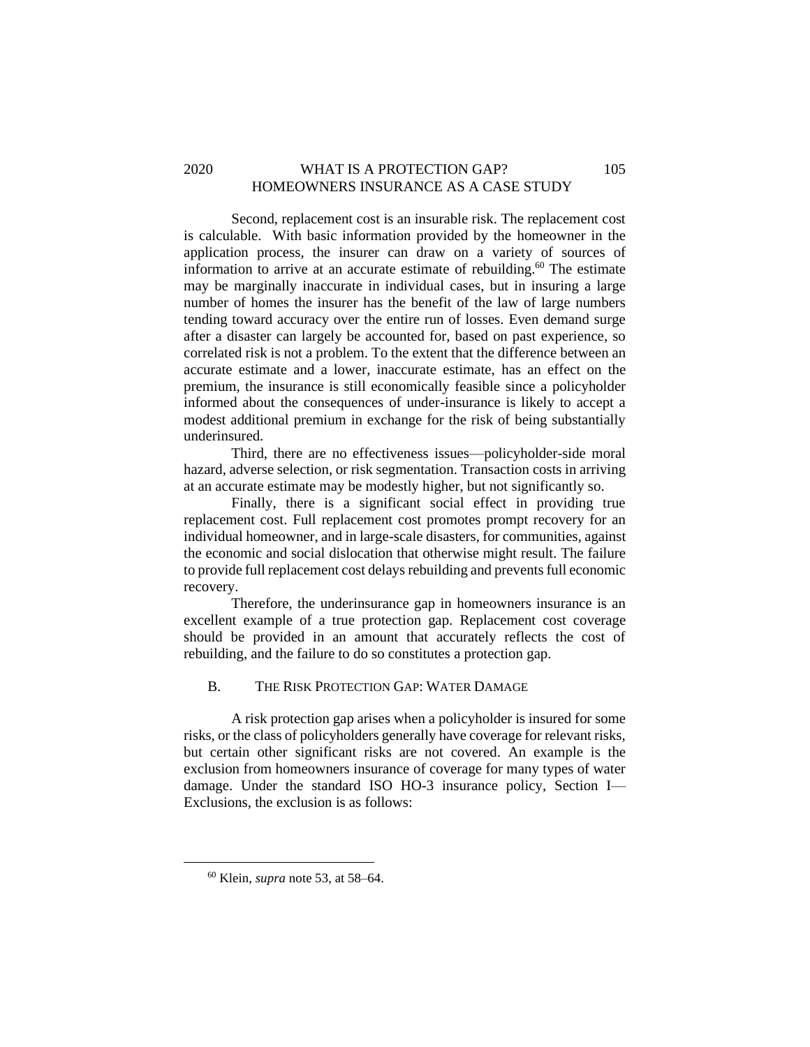Second, replacement cost is an insurable risk. The replacement cost is calculable. With basic information provided by the homeowner in the application process, the insurer can draw on a variety of sources of information to arrive at an accurate estimate of rebuilding.[60] The estimate may be marginally inaccurate in individual cases, but in insuring a large number of homes the insurer has the benefit of the law of large numbers tending toward accuracy over the entire run of losses. Even demand surge after a disaster can largely be accounted for, based on past experience, so correlated risk is not a problem. To the extent that the difference between an accurate estimate and a lower, inaccurate estimate, has an effect on the premium, the insurance is still economically feasible since a policyholder informed about the consequences of under-insurance is likely to accept a modest additional premium in exchange for the risk of being substantially underinsured.

Third, there are no effectiveness issues—policyholder-side moral hazard, adverse selection, or risk segmentation. Transaction costs in arriving at an accurate estimate may be modestly higher, but not significantly so.

Finally, there is a significant social effect in providing true replacement cost. Full replacement cost promotes prompt recovery for an individual homeowner, and in large-scale disasters, for communities, against the economic and social dislocation that otherwise might result. The failure to provide full replacement cost delays rebuilding and prevents full economic recovery.

Therefore, the underinsurance gap in homeowners insurance is an excellent example of a true protection gap. Replacement cost coverage should be provided in an amount that accurately reflects the cost of rebuilding, and the failure to do so constitutes a protection gap.

## B. THE RISK PROTECTION GAP: WATER DAMAGE

A risk protection gap arises when a policyholder is insured for some risks, or the class of policyholders generally have coverage for relevant risks, but certain other significant risks are not covered. An example is the exclusion from homeowners insurance of coverage for many types of water damage. Under the standard ISO HO-3 insurance policy, Section I—Exclusions, the exclusion is as follows:

[60] Klein, *supra* note 53, at 58–64.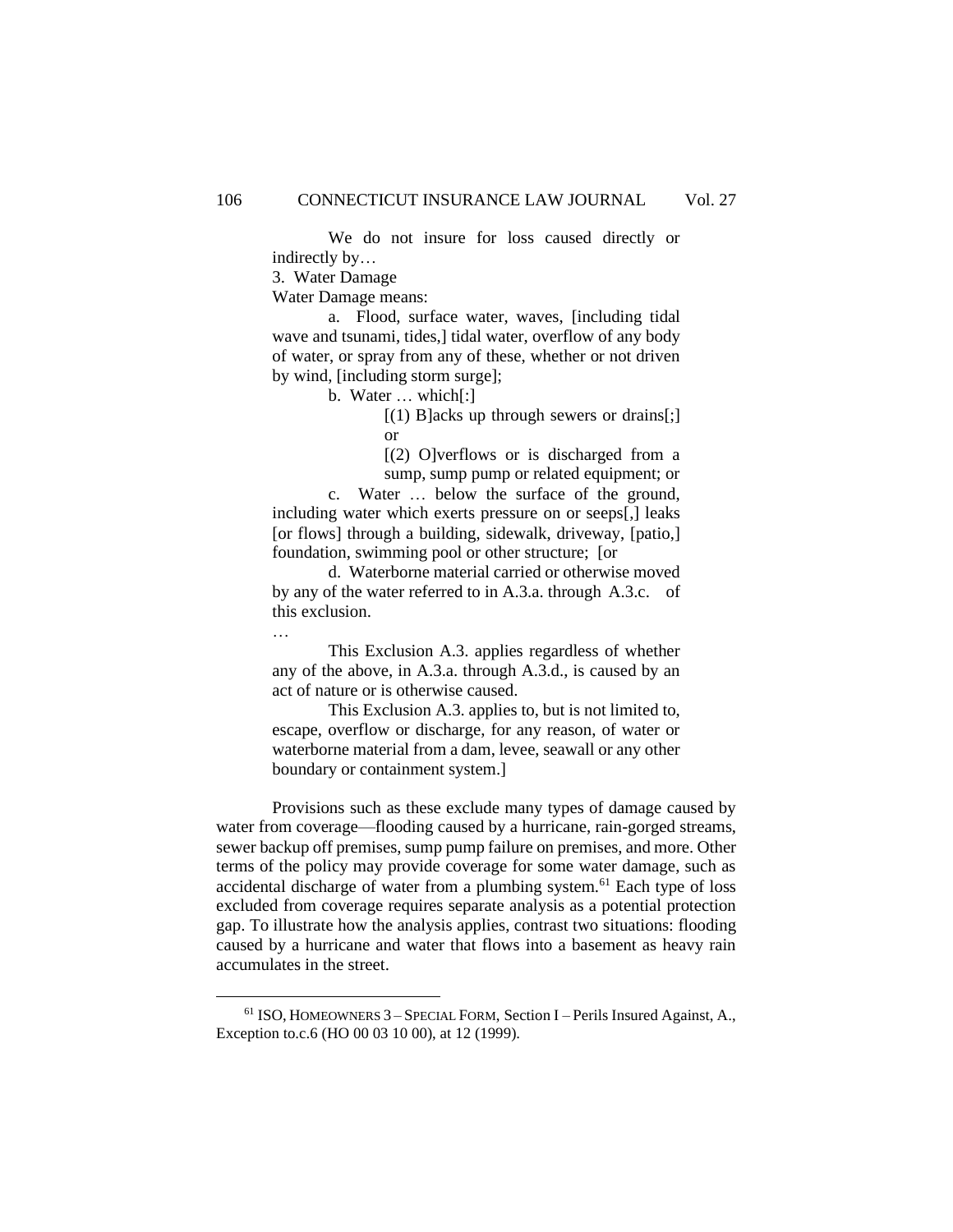> We do not insure for loss caused directly or indirectly by…
>
> 3. Water Damage
>
> Water Damage means:
>
> a. Flood, surface water, waves, [including tidal wave and tsunami, tides,] tidal water, overflow of any body of water, or spray from any of these, whether or not driven by wind, [including storm surge];
>
> b. Water … which[:]
>
> [(1) B]acks up through sewers or drains[;] or
>
> [(2) O]verflows or is discharged from a sump, sump pump or related equipment; or
>
> c. Water … below the surface of the ground, including water which exerts pressure on or seeps[,] leaks [or flows] through a building, sidewalk, driveway, [patio,] foundation, swimming pool or other structure; [or
>
> d. Waterborne material carried or otherwise moved by any of the water referred to in A.3.a. through A.3.c. of this exclusion.
>
> …
>
> This Exclusion A.3. applies regardless of whether any of the above, in A.3.a. through A.3.d., is caused by an act of nature or is otherwise caused.
>
> This Exclusion A.3. applies to, but is not limited to, escape, overflow or discharge, for any reason, of water or waterborne material from a dam, levee, seawall or any other boundary or containment system.]

Provisions such as these exclude many types of damage caused by water from coverage—flooding caused by a hurricane, rain-gorged streams, sewer backup off premises, sump pump failure on premises, and more. Other terms of the policy may provide coverage for some water damage, such as accidental discharge of water from a plumbing system.[61] Each type of loss excluded from coverage requires separate analysis as a potential protection gap. To illustrate how the analysis applies, contrast two situations: flooding caused by a hurricane and water that flows into a basement as heavy rain accumulates in the street.

---

[61] ISO, HOMEOWNERS 3 – SPECIAL FORM, Section I – Perils Insured Against, A., Exception to.c.6 (HO 00 03 10 00), at 12 (1999).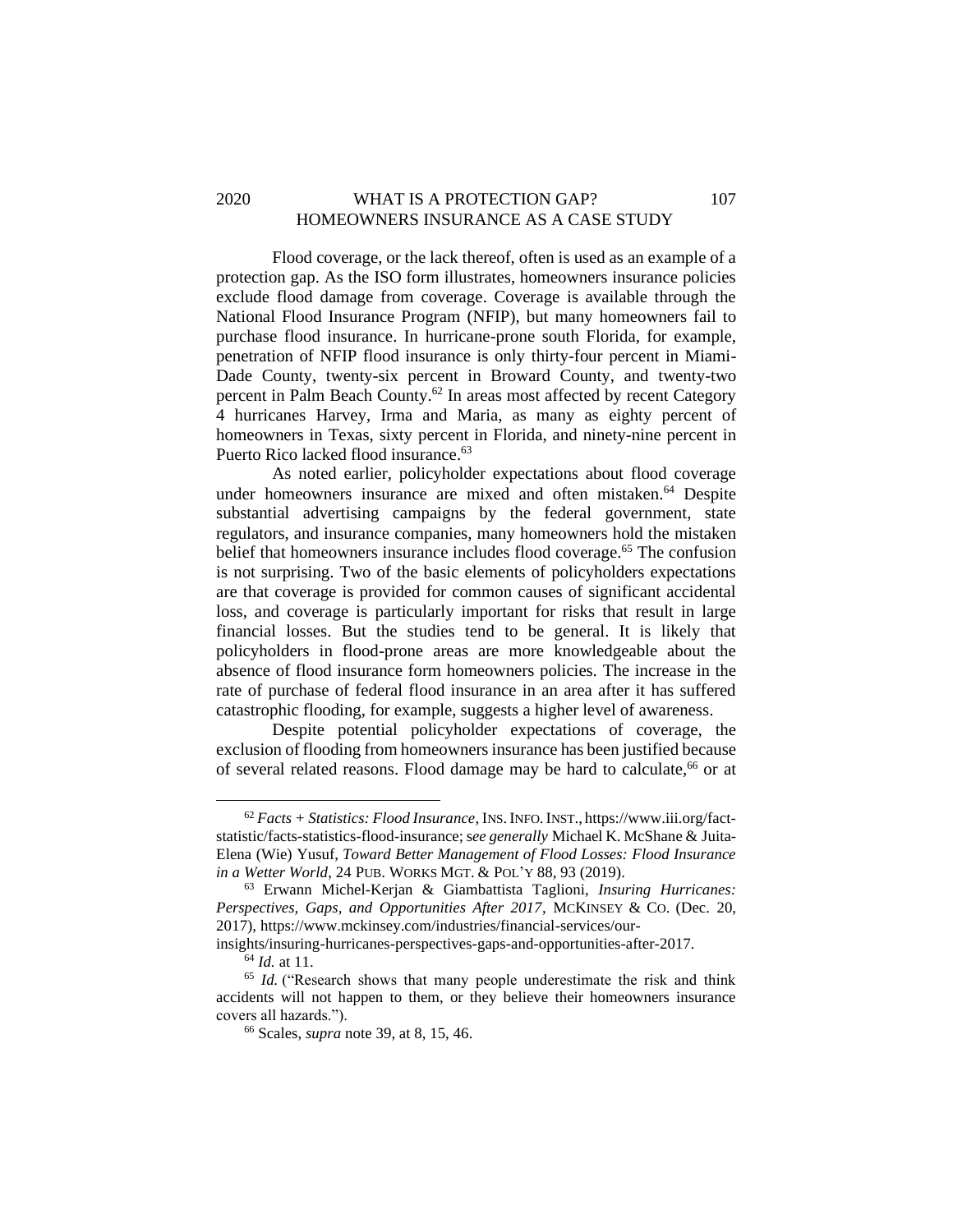Flood coverage, or the lack thereof, often is used as an example of a protection gap. As the ISO form illustrates, homeowners insurance policies exclude flood damage from coverage. Coverage is available through the National Flood Insurance Program (NFIP), but many homeowners fail to purchase flood insurance. In hurricane-prone south Florida, for example, penetration of NFIP flood insurance is only thirty-four percent in Miami-Dade County, twenty-six percent in Broward County, and twenty-two percent in Palm Beach County.[62] In areas most affected by recent Category 4 hurricanes Harvey, Irma and Maria, as many as eighty percent of homeowners in Texas, sixty percent in Florida, and ninety-nine percent in Puerto Rico lacked flood insurance.[63]

As noted earlier, policyholder expectations about flood coverage under homeowners insurance are mixed and often mistaken.[64] Despite substantial advertising campaigns by the federal government, state regulators, and insurance companies, many homeowners hold the mistaken belief that homeowners insurance includes flood coverage.[65] The confusion is not surprising. Two of the basic elements of policyholders expectations are that coverage is provided for common causes of significant accidental loss, and coverage is particularly important for risks that result in large financial losses. But the studies tend to be general. It is likely that policyholders in flood-prone areas are more knowledgeable about the absence of flood insurance form homeowners policies. The increase in the rate of purchase of federal flood insurance in an area after it has suffered catastrophic flooding, for example, suggests a higher level of awareness.

Despite potential policyholder expectations of coverage, the exclusion of flooding from homeowners insurance has been justified because of several related reasons. Flood damage may be hard to calculate,[66] or at

---

[62] *Facts + Statistics: Flood Insurance*, INS. INFO. INST., https://www.iii.org/fact-statistic/facts-statistics-flood-insurance; s*ee generally* Michael K. McShane & Juita-Elena (Wie) Yusuf, *Toward Better Management of Flood Losses: Flood Insurance in a Wetter World*, 24 PUB. WORKS MGT. & POL'Y 88, 93 (2019).

[63] Erwann Michel-Kerjan & Giambattista Taglioni, *Insuring Hurricanes: Perspectives, Gaps, and Opportunities After 2017*, MCKINSEY & CO. (Dec. 20, 2017), https://www.mckinsey.com/industries/financial-services/our-insights/insuring-hurricanes-perspectives-gaps-and-opportunities-after-2017.

[64] *Id.* at 11.

[65] *Id.* ("Research shows that many people underestimate the risk and think accidents will not happen to them, or they believe their homeowners insurance covers all hazards.").

[66] Scales, *supra* note 39, at 8, 15, 46.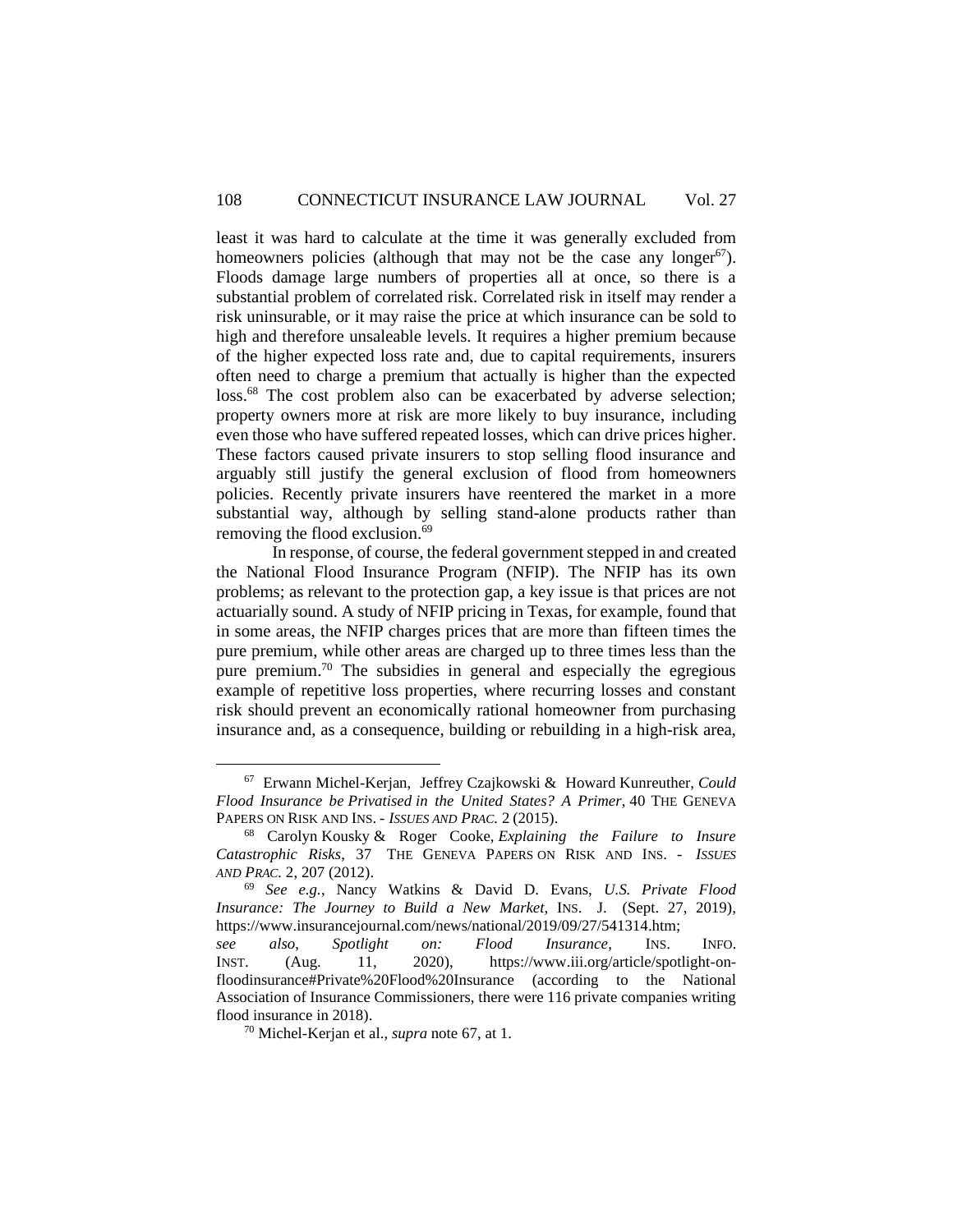least it was hard to calculate at the time it was generally excluded from homeowners policies (although that may not be the case any longer[67]). Floods damage large numbers of properties all at once, so there is a substantial problem of correlated risk. Correlated risk in itself may render a risk uninsurable, or it may raise the price at which insurance can be sold to high and therefore unsaleable levels. It requires a higher premium because of the higher expected loss rate and, due to capital requirements, insurers often need to charge a premium that actually is higher than the expected loss.[68] The cost problem also can be exacerbated by adverse selection; property owners more at risk are more likely to buy insurance, including even those who have suffered repeated losses, which can drive prices higher. These factors caused private insurers to stop selling flood insurance and arguably still justify the general exclusion of flood from homeowners policies. Recently private insurers have reentered the market in a more substantial way, although by selling stand-alone products rather than removing the flood exclusion.[69]

In response, of course, the federal government stepped in and created the National Flood Insurance Program (NFIP). The NFIP has its own problems; as relevant to the protection gap, a key issue is that prices are not actuarially sound. A study of NFIP pricing in Texas, for example, found that in some areas, the NFIP charges prices that are more than fifteen times the pure premium, while other areas are charged up to three times less than the pure premium.[70] The subsidies in general and especially the egregious example of repetitive loss properties, where recurring losses and constant risk should prevent an economically rational homeowner from purchasing insurance and, as a consequence, building or rebuilding in a high-risk area,

---

[67] Erwann Michel-Kerjan, Jeffrey Czajkowski & Howard Kunreuther, *Could Flood Insurance be Privatised in the United States? A Primer*, 40 THE GENEVA PAPERS ON RISK AND INS. - *ISSUES AND PRAC.* 2 (2015).

[68] Carolyn Kousky & Roger Cooke, *Explaining the Failure to Insure Catastrophic Risks*, 37 THE GENEVA PAPERS ON RISK AND INS. - *ISSUES AND PRAC.* 2, 207 (2012).

[69] *See e.g.*, Nancy Watkins & David D. Evans, *U.S. Private Flood Insurance: The Journey to Build a New Market*, INS. J. (Sept. 27, 2019), https://www.insurancejournal.com/news/national/2019/09/27/541314.htm; *see also*, *Spotlight on: Flood Insurance*, INS. INFO. INST. (Aug. 11, 2020), https://www.iii.org/article/spotlight-on-floodinsurance#Private%20Flood%20Insurance (according to the National Association of Insurance Commissioners, there were 116 private companies writing flood insurance in 2018).

[70] Michel-Kerjan et al., *supra* note 67, at 1.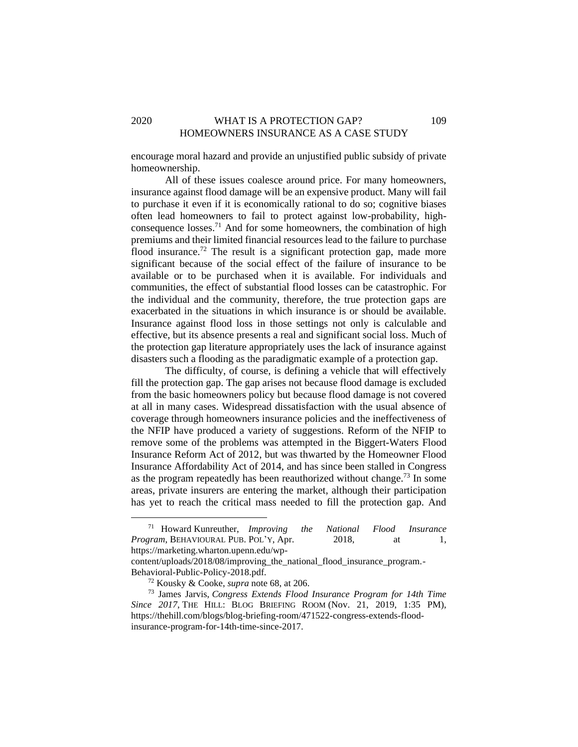encourage moral hazard and provide an unjustified public subsidy of private homeownership.

All of these issues coalesce around price. For many homeowners, insurance against flood damage will be an expensive product. Many will fail to purchase it even if it is economically rational to do so; cognitive biases often lead homeowners to fail to protect against low-probability, high-consequence losses.[71] And for some homeowners, the combination of high premiums and their limited financial resources lead to the failure to purchase flood insurance.[72] The result is a significant protection gap, made more significant because of the social effect of the failure of insurance to be available or to be purchased when it is available. For individuals and communities, the effect of substantial flood losses can be catastrophic. For the individual and the community, therefore, the true protection gaps are exacerbated in the situations in which insurance is or should be available. Insurance against flood loss in those settings not only is calculable and effective, but its absence presents a real and significant social loss. Much of the protection gap literature appropriately uses the lack of insurance against disasters such a flooding as the paradigmatic example of a protection gap.

The difficulty, of course, is defining a vehicle that will effectively fill the protection gap. The gap arises not because flood damage is excluded from the basic homeowners policy but because flood damage is not covered at all in many cases. Widespread dissatisfaction with the usual absence of coverage through homeowners insurance policies and the ineffectiveness of the NFIP have produced a variety of suggestions. Reform of the NFIP to remove some of the problems was attempted in the Biggert-Waters Flood Insurance Reform Act of 2012, but was thwarted by the Homeowner Flood Insurance Affordability Act of 2014, and has since been stalled in Congress as the program repeatedly has been reauthorized without change.[73] In some areas, private insurers are entering the market, although their participation has yet to reach the critical mass needed to fill the protection gap. And

---

[71] Howard Kunreuther, *Improving the National Flood Insurance Program*, BEHAVIOURAL PUB. POL'Y, Apr. 2018, at 1, https://marketing.wharton.upenn.edu/wp-content/uploads/2018/08/improving_the_national_flood_insurance_program.-Behavioral-Public-Policy-2018.pdf.

[72] Kousky & Cooke, *supra* note 68, at 206.

[73] James Jarvis, *Congress Extends Flood Insurance Program for 14th Time Since 2017*, THE HILL: BLOG BRIEFING ROOM (Nov. 21, 2019, 1:35 PM), https://thehill.com/blogs/blog-briefing-room/471522-congress-extends-flood-insurance-program-for-14th-time-since-2017.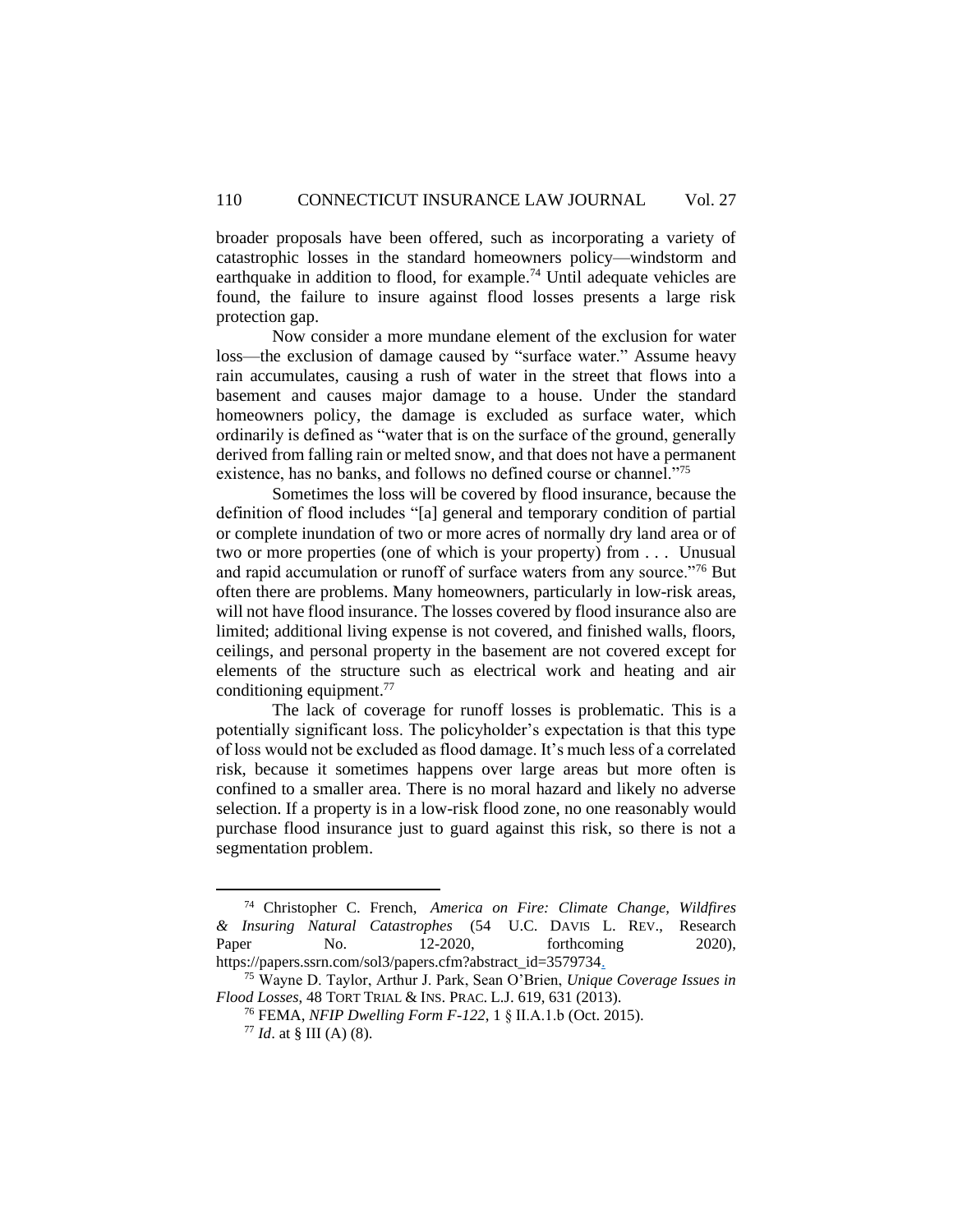broader proposals have been offered, such as incorporating a variety of catastrophic losses in the standard homeowners policy—windstorm and earthquake in addition to flood, for example.[74] Until adequate vehicles are found, the failure to insure against flood losses presents a large risk protection gap.

Now consider a more mundane element of the exclusion for water loss—the exclusion of damage caused by "surface water." Assume heavy rain accumulates, causing a rush of water in the street that flows into a basement and causes major damage to a house. Under the standard homeowners policy, the damage is excluded as surface water, which ordinarily is defined as "water that is on the surface of the ground, generally derived from falling rain or melted snow, and that does not have a permanent existence, has no banks, and follows no defined course or channel."[75]

Sometimes the loss will be covered by flood insurance, because the definition of flood includes "[a] general and temporary condition of partial or complete inundation of two or more acres of normally dry land area or of two or more properties (one of which is your property) from . . . Unusual and rapid accumulation or runoff of surface waters from any source."[76] But often there are problems. Many homeowners, particularly in low-risk areas, will not have flood insurance. The losses covered by flood insurance also are limited; additional living expense is not covered, and finished walls, floors, ceilings, and personal property in the basement are not covered except for elements of the structure such as electrical work and heating and air conditioning equipment.[77]

The lack of coverage for runoff losses is problematic. This is a potentially significant loss. The policyholder's expectation is that this type of loss would not be excluded as flood damage. It's much less of a correlated risk, because it sometimes happens over large areas but more often is confined to a smaller area. There is no moral hazard and likely no adverse selection. If a property is in a low-risk flood zone, no one reasonably would purchase flood insurance just to guard against this risk, so there is not a segmentation problem.

---

[74] Christopher C. French, *America on Fire: Climate Change, Wildfires & Insuring Natural Catastrophes* (54 U.C. DAVIS L. REV., Research Paper No. 12-2020, forthcoming 2020), https://papers.ssrn.com/sol3/papers.cfm?abstract_id=3579734.

[75] Wayne D. Taylor, Arthur J. Park, Sean O'Brien, *Unique Coverage Issues in Flood Losses*, 48 TORT TRIAL & INS. PRAC. L.J. 619, 631 (2013).

[76] FEMA, *NFIP Dwelling Form F-122*, 1 § II.A.1.b (Oct. 2015).

[77] *Id*. at § III (A) (8).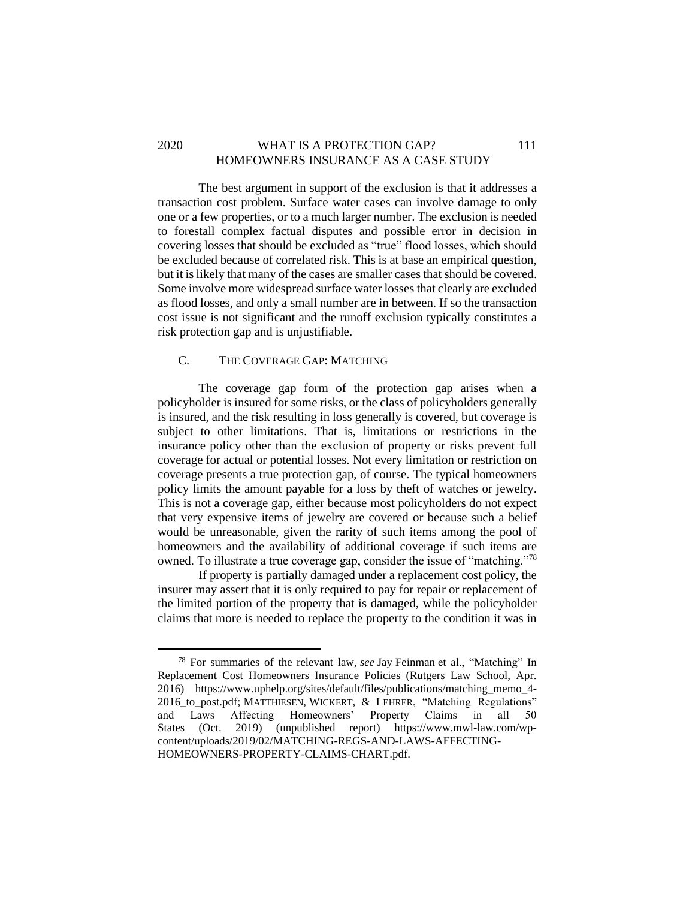The best argument in support of the exclusion is that it addresses a transaction cost problem. Surface water cases can involve damage to only one or a few properties, or to a much larger number. The exclusion is needed to forestall complex factual disputes and possible error in decision in covering losses that should be excluded as "true" flood losses, which should be excluded because of correlated risk. This is at base an empirical question, but it is likely that many of the cases are smaller cases that should be covered. Some involve more widespread surface water losses that clearly are excluded as flood losses, and only a small number are in between. If so the transaction cost issue is not significant and the runoff exclusion typically constitutes a risk protection gap and is unjustifiable.

### C. THE COVERAGE GAP: MATCHING

The coverage gap form of the protection gap arises when a policyholder is insured for some risks, or the class of policyholders generally is insured, and the risk resulting in loss generally is covered, but coverage is subject to other limitations. That is, limitations or restrictions in the insurance policy other than the exclusion of property or risks prevent full coverage for actual or potential losses. Not every limitation or restriction on coverage presents a true protection gap, of course. The typical homeowners policy limits the amount payable for a loss by theft of watches or jewelry. This is not a coverage gap, either because most policyholders do not expect that very expensive items of jewelry are covered or because such a belief would be unreasonable, given the rarity of such items among the pool of homeowners and the availability of additional coverage if such items are owned. To illustrate a true coverage gap, consider the issue of "matching."[78]

If property is partially damaged under a replacement cost policy, the insurer may assert that it is only required to pay for repair or replacement of the limited portion of the property that is damaged, while the policyholder claims that more is needed to replace the property to the condition it was in

---

[78] For summaries of the relevant law, *see* Jay Feinman et al., "Matching" In Replacement Cost Homeowners Insurance Policies (Rutgers Law School, Apr. 2016) https://www.uphelp.org/sites/default/files/publications/matching_memo_4-2016_to_post.pdf; MATTHIESEN, WICKERT, & LEHRER, "Matching Regulations" and Laws Affecting Homeowners' Property Claims in all 50 States (Oct. 2019) (unpublished report) https://www.mwl-law.com/wp-content/uploads/2019/02/MATCHING-REGS-AND-LAWS-AFFECTING-HOMEOWNERS-PROPERTY-CLAIMS-CHART.pdf.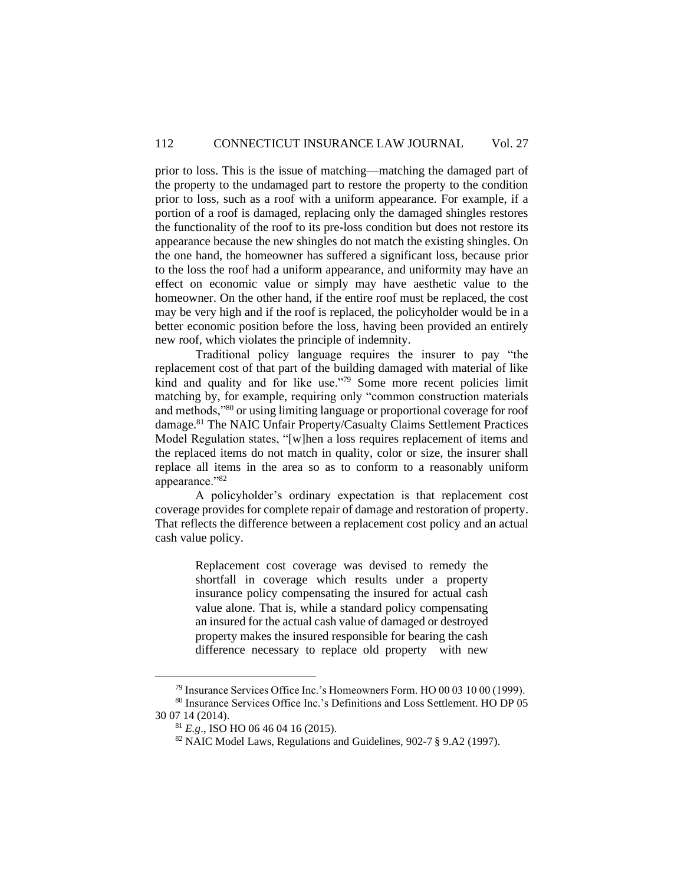prior to loss. This is the issue of matching—matching the damaged part of the property to the undamaged part to restore the property to the condition prior to loss, such as a roof with a uniform appearance. For example, if a portion of a roof is damaged, replacing only the damaged shingles restores the functionality of the roof to its pre-loss condition but does not restore its appearance because the new shingles do not match the existing shingles. On the one hand, the homeowner has suffered a significant loss, because prior to the loss the roof had a uniform appearance, and uniformity may have an effect on economic value or simply may have aesthetic value to the homeowner. On the other hand, if the entire roof must be replaced, the cost may be very high and if the roof is replaced, the policyholder would be in a better economic position before the loss, having been provided an entirely new roof, which violates the principle of indemnity.

Traditional policy language requires the insurer to pay "the replacement cost of that part of the building damaged with material of like kind and quality and for like use."[79] Some more recent policies limit matching by, for example, requiring only "common construction materials and methods,"[80] or using limiting language or proportional coverage for roof damage.[81] The NAIC Unfair Property/Casualty Claims Settlement Practices Model Regulation states, "[w]hen a loss requires replacement of items and the replaced items do not match in quality, color or size, the insurer shall replace all items in the area so as to conform to a reasonably uniform appearance."[82]

A policyholder's ordinary expectation is that replacement cost coverage provides for complete repair of damage and restoration of property. That reflects the difference between a replacement cost policy and an actual cash value policy.

> Replacement cost coverage was devised to remedy the shortfall in coverage which results under a property insurance policy compensating the insured for actual cash value alone. That is, while a standard policy compensating an insured for the actual cash value of damaged or destroyed property makes the insured responsible for bearing the cash difference necessary to replace old property with new

---

[79] Insurance Services Office Inc.'s Homeowners Form. HO 00 03 10 00 (1999).

[80] Insurance Services Office Inc.'s Definitions and Loss Settlement. HO DP 05 30 07 14 (2014).

[81] *E.g*., ISO HO 06 46 04 16 (2015).

[82] NAIC Model Laws, Regulations and Guidelines, 902-7 § 9.A2 (1997).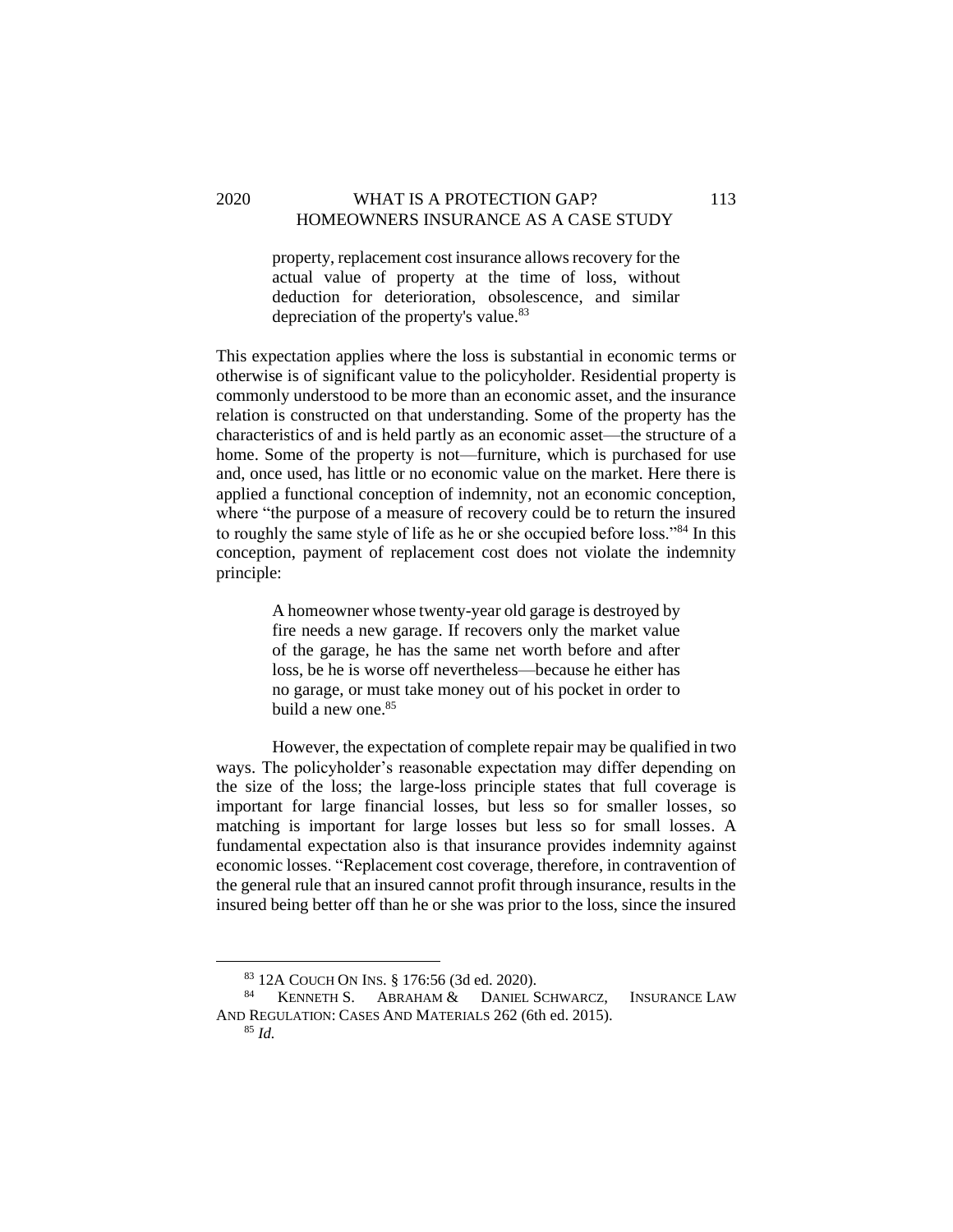> property, replacement cost insurance allows recovery for the actual value of property at the time of loss, without deduction for deterioration, obsolescence, and similar depreciation of the property's value.[83]

This expectation applies where the loss is substantial in economic terms or otherwise is of significant value to the policyholder. Residential property is commonly understood to be more than an economic asset, and the insurance relation is constructed on that understanding. Some of the property has the characteristics of and is held partly as an economic asset—the structure of a home. Some of the property is not—furniture, which is purchased for use and, once used, has little or no economic value on the market. Here there is applied a functional conception of indemnity, not an economic conception, where "the purpose of a measure of recovery could be to return the insured to roughly the same style of life as he or she occupied before loss."[84] In this conception, payment of replacement cost does not violate the indemnity principle:

> A homeowner whose twenty-year old garage is destroyed by fire needs a new garage. If recovers only the market value of the garage, he has the same net worth before and after loss, be he is worse off nevertheless—because he either has no garage, or must take money out of his pocket in order to build a new one.[85]

However, the expectation of complete repair may be qualified in two ways. The policyholder's reasonable expectation may differ depending on the size of the loss; the large-loss principle states that full coverage is important for large financial losses, but less so for smaller losses, so matching is important for large losses but less so for small losses. A fundamental expectation also is that insurance provides indemnity against economic losses. "Replacement cost coverage, therefore, in contravention of the general rule that an insured cannot profit through insurance, results in the insured being better off than he or she was prior to the loss, since the insured

---

[83] 12A COUCH ON INS. § 176:56 (3d ed. 2020).

[84] KENNETH S. ABRAHAM & DANIEL SCHWARCZ, INSURANCE LAW AND REGULATION: CASES AND MATERIALS 262 (6th ed. 2015).

[85] *Id.*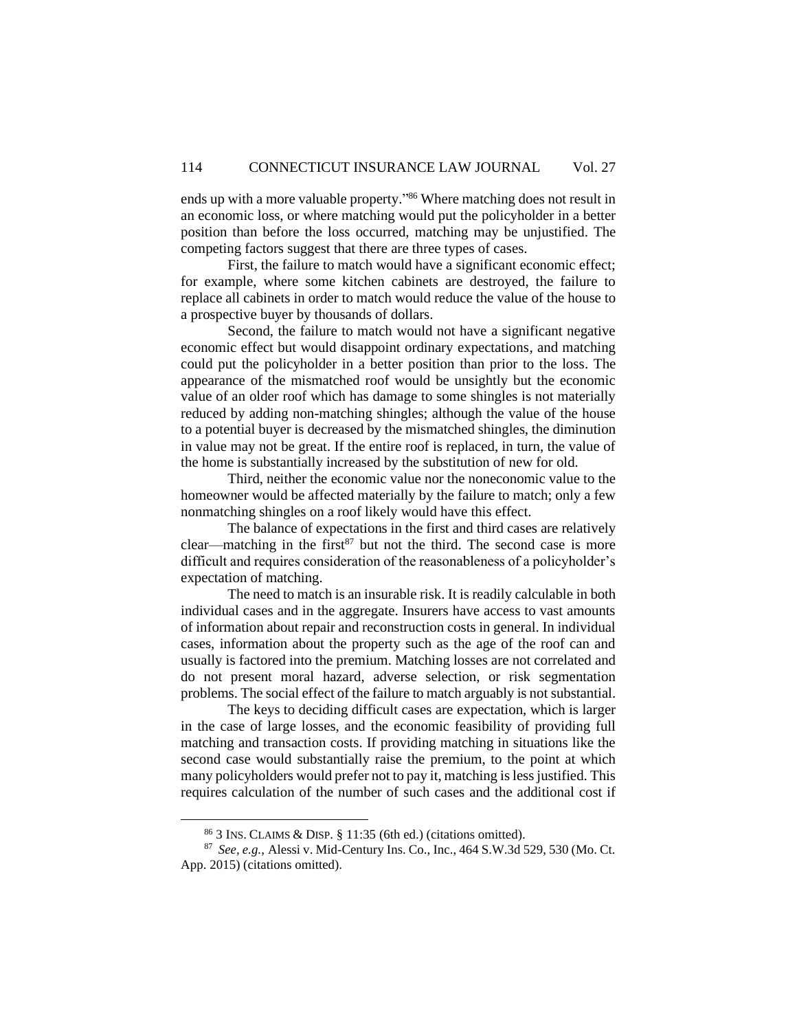ends up with a more valuable property."[86] Where matching does not result in an economic loss, or where matching would put the policyholder in a better position than before the loss occurred, matching may be unjustified. The competing factors suggest that there are three types of cases.

First, the failure to match would have a significant economic effect; for example, where some kitchen cabinets are destroyed, the failure to replace all cabinets in order to match would reduce the value of the house to a prospective buyer by thousands of dollars.

Second, the failure to match would not have a significant negative economic effect but would disappoint ordinary expectations, and matching could put the policyholder in a better position than prior to the loss. The appearance of the mismatched roof would be unsightly but the economic value of an older roof which has damage to some shingles is not materially reduced by adding non-matching shingles; although the value of the house to a potential buyer is decreased by the mismatched shingles, the diminution in value may not be great. If the entire roof is replaced, in turn, the value of the home is substantially increased by the substitution of new for old.

Third, neither the economic value nor the noneconomic value to the homeowner would be affected materially by the failure to match; only a few nonmatching shingles on a roof likely would have this effect.

The balance of expectations in the first and third cases are relatively clear—matching in the first[87] but not the third. The second case is more difficult and requires consideration of the reasonableness of a policyholder's expectation of matching.

The need to match is an insurable risk. It is readily calculable in both individual cases and in the aggregate. Insurers have access to vast amounts of information about repair and reconstruction costs in general. In individual cases, information about the property such as the age of the roof can and usually is factored into the premium. Matching losses are not correlated and do not present moral hazard, adverse selection, or risk segmentation problems. The social effect of the failure to match arguably is not substantial.

The keys to deciding difficult cases are expectation, which is larger in the case of large losses, and the economic feasibility of providing full matching and transaction costs. If providing matching in situations like the second case would substantially raise the premium, to the point at which many policyholders would prefer not to pay it, matching is less justified. This requires calculation of the number of such cases and the additional cost if

---

[86] 3 INS. CLAIMS & DISP. § 11:35 (6th ed.) (citations omitted).

[87] *See, e.g.*, Alessi v. Mid-Century Ins. Co., Inc., 464 S.W.3d 529, 530 (Mo. Ct. App. 2015) (citations omitted).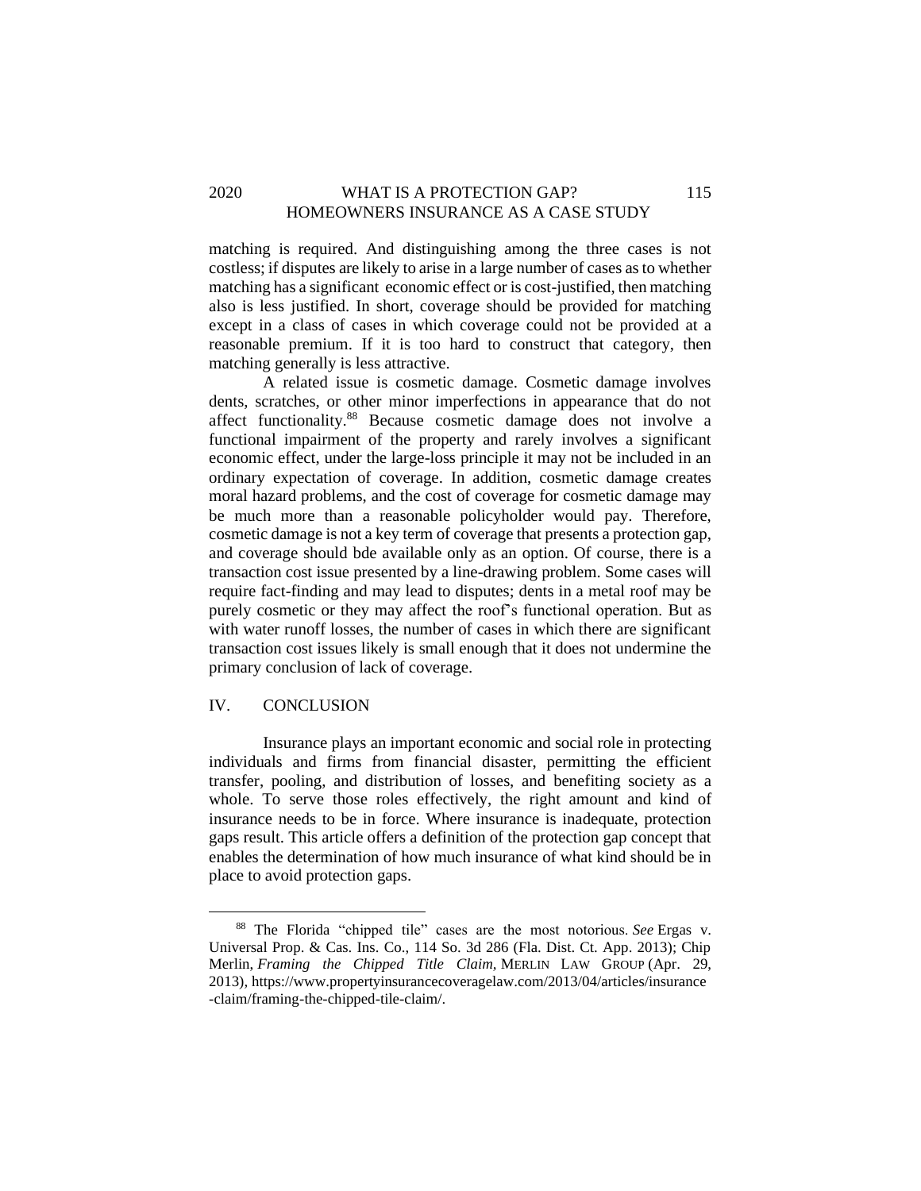matching is required. And distinguishing among the three cases is not costless; if disputes are likely to arise in a large number of cases as to whether matching has a significant economic effect or is cost-justified, then matching also is less justified. In short, coverage should be provided for matching except in a class of cases in which coverage could not be provided at a reasonable premium. If it is too hard to construct that category, then matching generally is less attractive.

A related issue is cosmetic damage. Cosmetic damage involves dents, scratches, or other minor imperfections in appearance that do not affect functionality.[88] Because cosmetic damage does not involve a functional impairment of the property and rarely involves a significant economic effect, under the large-loss principle it may not be included in an ordinary expectation of coverage. In addition, cosmetic damage creates moral hazard problems, and the cost of coverage for cosmetic damage may be much more than a reasonable policyholder would pay. Therefore, cosmetic damage is not a key term of coverage that presents a protection gap, and coverage should bde available only as an option. Of course, there is a transaction cost issue presented by a line-drawing problem. Some cases will require fact-finding and may lead to disputes; dents in a metal roof may be purely cosmetic or they may affect the roof's functional operation. But as with water runoff losses, the number of cases in which there are significant transaction cost issues likely is small enough that it does not undermine the primary conclusion of lack of coverage.

## IV. CONCLUSION

Insurance plays an important economic and social role in protecting individuals and firms from financial disaster, permitting the efficient transfer, pooling, and distribution of losses, and benefiting society as a whole. To serve those roles effectively, the right amount and kind of insurance needs to be in force. Where insurance is inadequate, protection gaps result. This article offers a definition of the protection gap concept that enables the determination of how much insurance of what kind should be in place to avoid protection gaps.

---

[88] The Florida "chipped tile" cases are the most notorious. *See* Ergas v. Universal Prop. & Cas. Ins. Co., 114 So. 3d 286 (Fla. Dist. Ct. App. 2013); Chip Merlin, *Framing the Chipped Title Claim*, MERLIN LAW GROUP (Apr. 29, 2013), https://www.propertyinsurancecoveragelaw.com/2013/04/articles/insurance-claim/framing-the-chipped-tile-claim/.